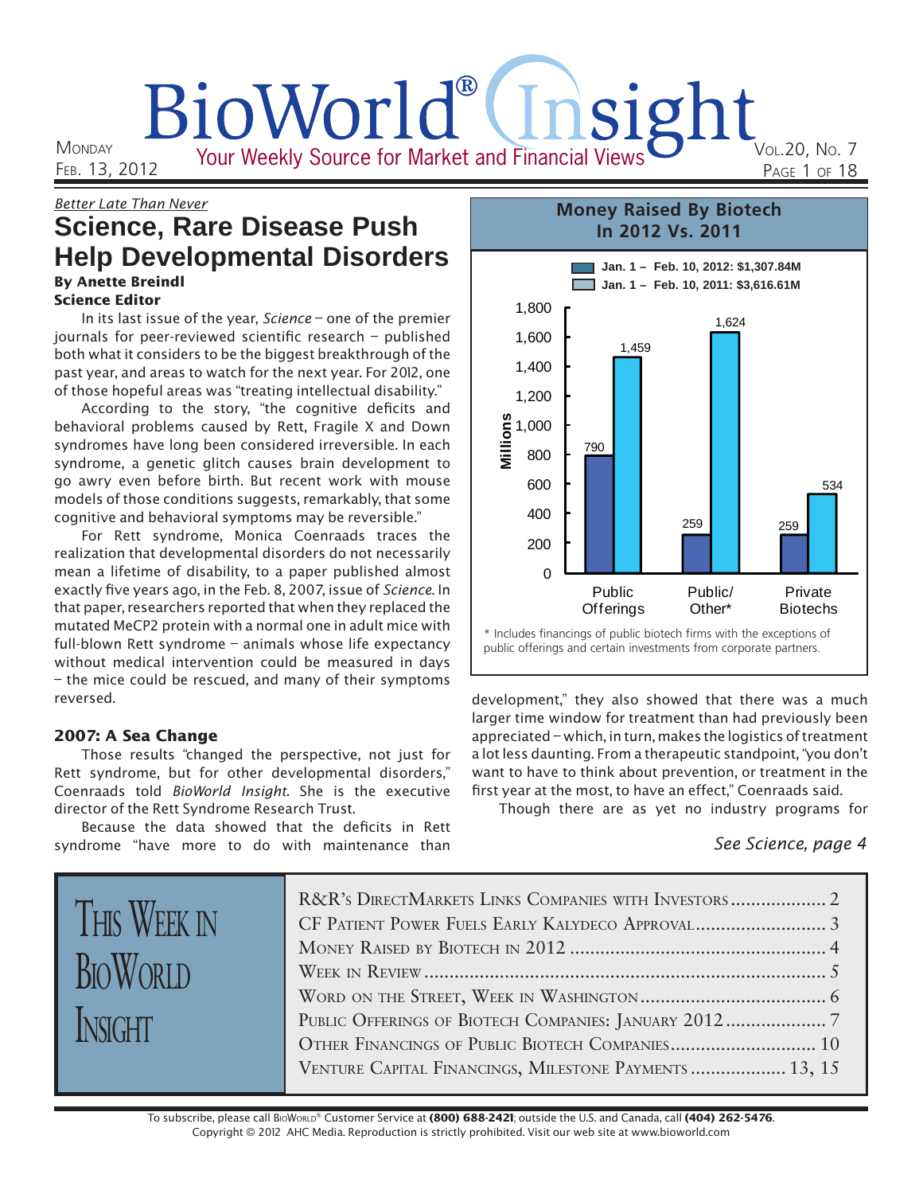# BioWorld® Insight

Your Weekly Source for Market and Financial Views

Monday Feb. 13, 2012 — Vol.20, No. 7

*Better Late Than Never*

## Science, Rare Disease Push Help Developmental Disorders

**By Anette Breindl**
**Science Editor**

In its last issue of the year, *Science* – one of the premier journals for peer-reviewed scientific research – published both what it considers to be the biggest breakthrough of the past year, and areas to watch for the next year. For 2012, one of those hopeful areas was "treating intellectual disability."

According to the story, "the cognitive deficits and behavioral problems caused by Rett, Fragile X and Down syndromes have long been considered irreversible. In each syndrome, a genetic glitch causes brain development to go awry even before birth. But recent work with mouse models of those conditions suggests, remarkably, that some cognitive and behavioral symptoms may be reversible."

For Rett syndrome, Monica Coenraads traces the realization that developmental disorders do not necessarily mean a lifetime of disability, to a paper published almost exactly five years ago, in the Feb. 8, 2007, issue of *Science*. In that paper, researchers reported that when they replaced the mutated MeCP2 protein with a normal one in adult mice with full-blown Rett syndrome – animals whose life expectancy without medical intervention could be measured in days – the mice could be rescued, and many of their symptoms reversed.

### 2007: A Sea Change

Those results "changed the perspective, not just for Rett syndrome, but for other developmental disorders," Coenraads told *BioWorld Insight*. She is the executive director of the Rett Syndrome Research Trust.

Because the data showed that the deficits in Rett syndrome "have more to do with maintenance than development," they also showed that there was a much larger time window for treatment than had previously been appreciated – which, in turn, makes the logistics of treatment a lot less daunting. From a therapeutic standpoint, "you don't want to have to think about prevention, or treatment in the first year at the most, to have an effect," Coenraads said.

Though there are as yet no industry programs for

*See Science, page 4*

**Money Raised By Biotech In 2012 Vs. 2011**

Jan. 1 – Feb. 10, 2012: $1,307.84M
Jan. 1 – Feb. 10, 2011: $3,616.61M

| (Millions) | Jan. 1 – Feb. 10, 2012 | Jan. 1 – Feb. 10, 2011 |
|---|---|---|
| Public Offerings | 790 | 1,459 |
| Public/Other* | 259 | 1,624 |
| Private Biotechs | 259 | 534 |

\* Includes financings of public biotech firms with the exceptions of public offerings and certain investments from corporate partners.

### This Week in BioWorld Insight

- R&R's DirectMarkets Links Companies with Investors .......... 2
- CF Patient Power Fuels Early Kalydeco Approval .......... 3
- Money Raised by Biotech in 2012 .......... 4
- Week in Review .......... 5
- Word on the Street, Week in Washington .......... 6
- Public Offerings of Biotech Companies: January 2012 .......... 7
- Other Financings of Public Biotech Companies .......... 10
- Venture Capital Financings, Milestone Payments .......... 13, 15

To subscribe, please call BioWorld® Customer Service at **(800) 688-2421**; outside the U.S. and Canada, call **(404) 262-5476**.
Copyright © 2012 AHC Media. Reproduction is strictly prohibited. Visit our web site at www.bioworld.com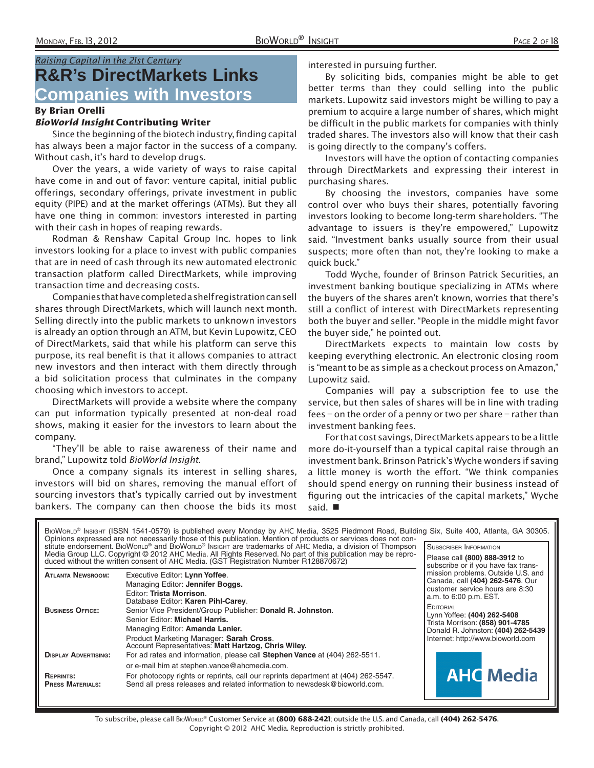*Raising Capital in the 21st Century*

# R&R's DirectMarkets Links Companies with Investors

**By Brian Orelli**
***BioWorld Insight* Contributing Writer**

Since the beginning of the biotech industry, finding capital has always been a major factor in the success of a company. Without cash, it's hard to develop drugs.

Over the years, a wide variety of ways to raise capital have come in and out of favor: venture capital, initial public offerings, secondary offerings, private investment in public equity (PIPE) and at the market offerings (ATMs). But they all have one thing in common: investors interested in parting with their cash in hopes of reaping rewards.

Rodman & Renshaw Capital Group Inc. hopes to link investors looking for a place to invest with public companies that are in need of cash through its new automated electronic transaction platform called DirectMarkets, while improving transaction time and decreasing costs.

Companies that have completed a shelf registration can sell shares through DirectMarkets, which will launch next month. Selling directly into the public markets to unknown investors is already an option through an ATM, but Kevin Lupowitz, CEO of DirectMarkets, said that while his platform can serve this purpose, its real benefit is that it allows companies to attract new investors and then interact with them directly through a bid solicitation process that culminates in the company choosing which investors to accept.

DirectMarkets will provide a website where the company can put information typically presented at non-deal road shows, making it easier for the investors to learn about the company.

"They'll be able to raise awareness of their name and brand," Lupowitz told *BioWorld Insight*.

Once a company signals its interest in selling shares, investors will bid on shares, removing the manual effort of sourcing investors that's typically carried out by investment bankers. The company can then choose the bids its most interested in pursuing further.

By soliciting bids, companies might be able to get better terms than they could selling into the public markets. Lupowitz said investors might be willing to pay a premium to acquire a large number of shares, which might be difficult in the public markets for companies with thinly traded shares. The investors also will know that their cash is going directly to the company's coffers.

Investors will have the option of contacting companies through DirectMarkets and expressing their interest in purchasing shares.

By choosing the investors, companies have some control over who buys their shares, potentially favoring investors looking to become long-term shareholders. "The advantage to issuers is they're empowered," Lupowitz said. "Investment banks usually source from their usual suspects; more often than not, they're looking to make a quick buck."

Todd Wyche, founder of Brinson Patrick Securities, an investment banking boutique specializing in ATMs where the buyers of the shares aren't known, worries that there's still a conflict of interest with DirectMarkets representing both the buyer and seller. "People in the middle might favor the buyer side," he pointed out.

DirectMarkets expects to maintain low costs by keeping everything electronic. An electronic closing room is "meant to be as simple as a checkout process on Amazon," Lupowitz said.

Companies will pay a subscription fee to use the service, but then sales of shares will be in line with trading fees – on the order of a penny or two per share – rather than investment banking fees.

For that cost savings, DirectMarkets appears to be a little more do-it-yourself than a typical capital raise through an investment bank. Brinson Patrick's Wyche wonders if saving a little money is worth the effort. "We think companies should spend energy on running their business instead of figuring out the intricacies of the capital markets," Wyche said. ■

---

BioWorld® Insight (ISSN 1541-0579) is published every Monday by AHC Media, 3525 Piedmont Road, Building Six, Suite 400, Atlanta, GA 30305. Opinions expressed are not necessarily those of this publication. Mention of products or services does not constitute endorsement. BioWorld® and BioWorld® Insight are trademarks of AHC Media, a division of Thompson Media Group LLC. Copyright © 2012 AHC Media. All Rights Reserved. No part of this publication may be reproduced without the written consent of AHC Media. (GST Registration Number R128870672)

**Atlanta Newsroom:** Executive Editor: **Lynn Yoffee**. Managing Editor: **Jennifer Boggs.** Editor: **Trista Morrison**. Database Editor: **Karen Pihl-Carey**.

**Business Office:** Senior Vice President/Group Publisher: **Donald R. Johnston**. Senior Editor: **Michael Harris.** Managing Editor: **Amanda Lanier.** Product Marketing Manager: **Sarah Cross**. Account Representatives: **Matt Hartzog, Chris Wiley.**

**Display Advertising:** For ad rates and information, please call **Stephen Vance** at (404) 262-5511. or e-mail him at stephen.vance@ahcmedia.com.

**Reprints:** For photocopy rights or reprints, call our reprints department at (404) 262-5547.

**Press Materials:** Send all press releases and related information to newsdesk@bioworld.com.

**Subscriber Information**

Please call **(800) 888-3912** to subscribe or if you have fax transmission problems. Outside U.S. and Canada, call **(404) 262-5476**. Our customer service hours are 8:30 a.m. to 6:00 p.m. EST.

**Editorial**

Lynn Yoffee: **(404) 262-5408**
Trista Morrison: **(858) 901-4785**
Donald R. Johnston: **(404) 262-5439**
Internet: http://www.bioworld.com

AHC Media

To subscribe, please call BioWorld® Customer Service at **(800) 688-2421**; outside the U.S. and Canada, call **(404) 262-5476**.
Copyright © 2012 AHC Media. Reproduction is strictly prohibited.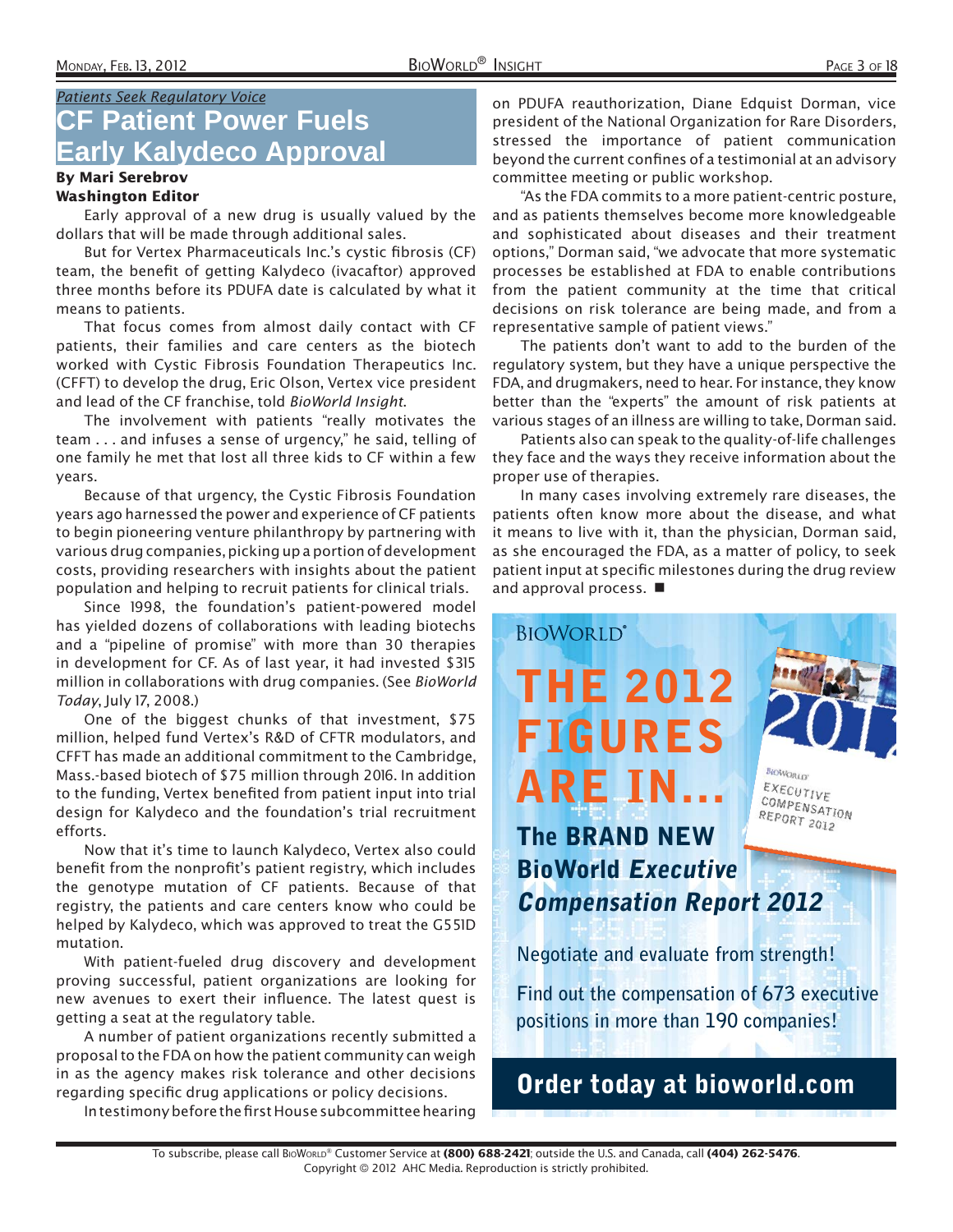*Patients Seek Regulatory Voice*

# CF Patient Power Fuels Early Kalydeco Approval

**By Mari Serebrov**
**Washington Editor**

Early approval of a new drug is usually valued by the dollars that will be made through additional sales.

But for Vertex Pharmaceuticals Inc.'s cystic fibrosis (CF) team, the benefit of getting Kalydeco (ivacaftor) approved three months before its PDUFA date is calculated by what it means to patients.

That focus comes from almost daily contact with CF patients, their families and care centers as the biotech worked with Cystic Fibrosis Foundation Therapeutics Inc. (CFFT) to develop the drug, Eric Olson, Vertex vice president and lead of the CF franchise, told *BioWorld Insight*.

The involvement with patients "really motivates the team . . . and infuses a sense of urgency," he said, telling of one family he met that lost all three kids to CF within a few years.

Because of that urgency, the Cystic Fibrosis Foundation years ago harnessed the power and experience of CF patients to begin pioneering venture philanthropy by partnering with various drug companies, picking up a portion of development costs, providing researchers with insights about the patient population and helping to recruit patients for clinical trials.

Since 1998, the foundation's patient-powered model has yielded dozens of collaborations with leading biotechs and a "pipeline of promise" with more than 30 therapies in development for CF. As of last year, it had invested $315 million in collaborations with drug companies. (See *BioWorld Today*, July 17, 2008.)

One of the biggest chunks of that investment, $75 million, helped fund Vertex's R&D of CFTR modulators, and CFFT has made an additional commitment to the Cambridge, Mass.-based biotech of $75 million through 2016. In addition to the funding, Vertex benefited from patient input into trial design for Kalydeco and the foundation's trial recruitment efforts.

Now that it's time to launch Kalydeco, Vertex also could benefit from the nonprofit's patient registry, which includes the genotype mutation of CF patients. Because of that registry, the patients and care centers know who could be helped by Kalydeco, which was approved to treat the G551D mutation.

With patient-fueled drug discovery and development proving successful, patient organizations are looking for new avenues to exert their influence. The latest quest is getting a seat at the regulatory table.

A number of patient organizations recently submitted a proposal to the FDA on how the patient community can weigh in as the agency makes risk tolerance and other decisions regarding specific drug applications or policy decisions.

In testimony before the first House subcommittee hearing on PDUFA reauthorization, Diane Edquist Dorman, vice president of the National Organization for Rare Disorders, stressed the importance of patient communication beyond the current confines of a testimonial at an advisory committee meeting or public workshop.

"As the FDA commits to a more patient-centric posture, and as patients themselves become more knowledgeable and sophisticated about diseases and their treatment options," Dorman said, "we advocate that more systematic processes be established at FDA to enable contributions from the patient community at the time that critical decisions on risk tolerance are being made, and from a representative sample of patient views."

The patients don't want to add to the burden of the regulatory system, but they have a unique perspective the FDA, and drugmakers, need to hear. For instance, they know better than the "experts" the amount of risk patients at various stages of an illness are willing to take, Dorman said.

Patients also can speak to the quality-of-life challenges they face and the ways they receive information about the proper use of therapies.

In many cases involving extremely rare diseases, the patients often know more about the disease, and what it means to live with it, than the physician, Dorman said, as she encouraged the FDA, as a matter of policy, to seek patient input at specific milestones during the drug review and approval process. ■

BioWorld®

**THE 2012 FIGURES ARE IN...**

**The BRAND NEW BioWorld *Executive Compensation Report 2012***

Negotiate and evaluate from strength!

Find out the compensation of 673 executive positions in more than 190 companies!

**Order today at bioworld.com**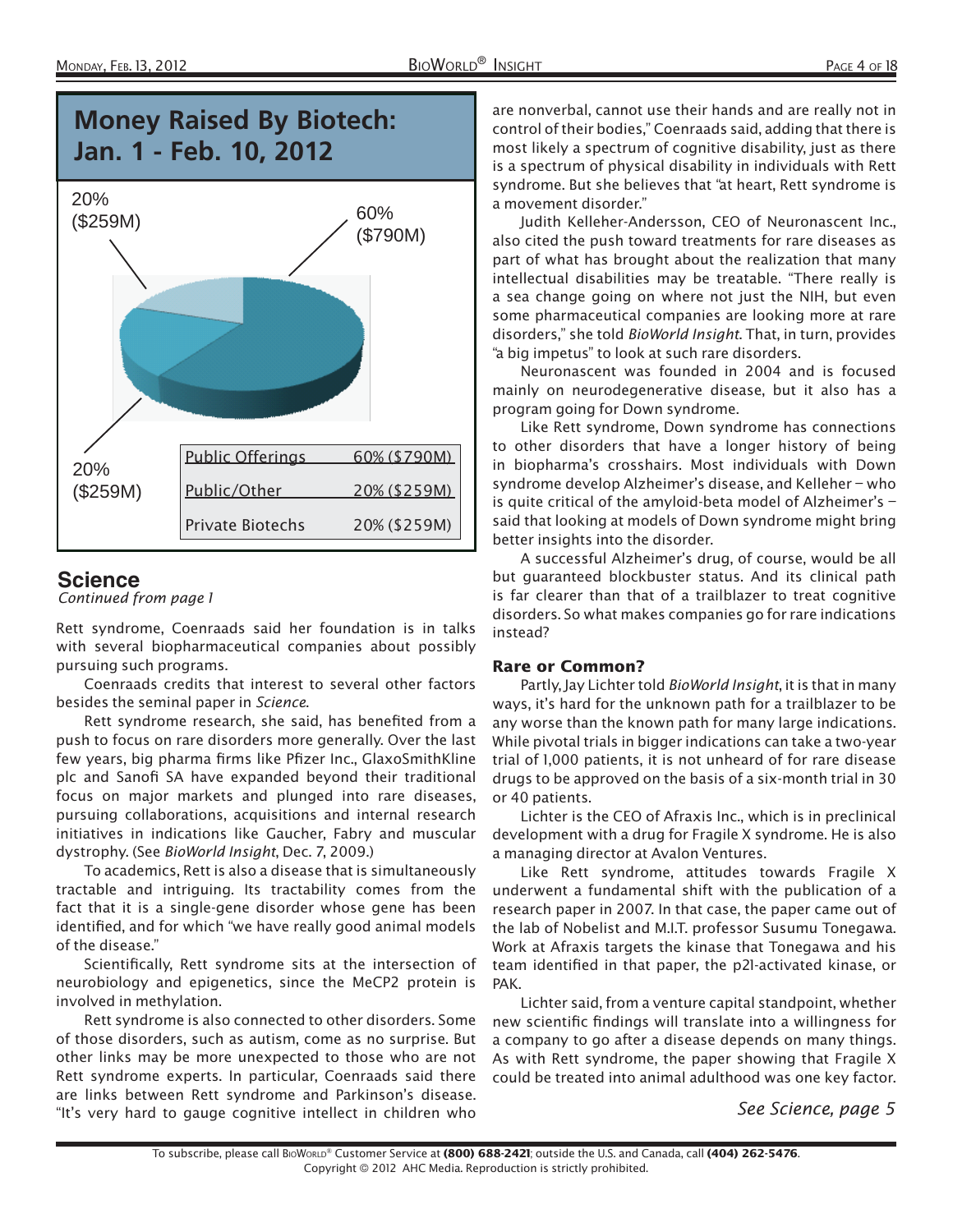## Money Raised By Biotech: Jan. 1 - Feb. 10, 2012

| | |
|---|---|
| Public Offerings | 60% ($790M) |
| Public/Other | 20% ($259M) |
| Private Biotechs | 20% ($259M) |

## Science

*Continued from page 1*

Rett syndrome, Coenraads said her foundation is in talks with several biopharmaceutical companies about possibly pursuing such programs.

Coenraads credits that interest to several other factors besides the seminal paper in *Science*.

Rett syndrome research, she said, has benefited from a push to focus on rare disorders more generally. Over the last few years, big pharma firms like Pfizer Inc., GlaxoSmithKline plc and Sanofi SA have expanded beyond their traditional focus on major markets and plunged into rare diseases, pursuing collaborations, acquisitions and internal research initiatives in indications like Gaucher, Fabry and muscular dystrophy. (See *BioWorld Insight*, Dec. 7, 2009.)

To academics, Rett is also a disease that is simultaneously tractable and intriguing. Its tractability comes from the fact that it is a single-gene disorder whose gene has been identified, and for which "we have really good animal models of the disease."

Scientifically, Rett syndrome sits at the intersection of neurobiology and epigenetics, since the MeCP2 protein is involved in methylation.

Rett syndrome is also connected to other disorders. Some of those disorders, such as autism, come as no surprise. But other links may be more unexpected to those who are not Rett syndrome experts. In particular, Coenraads said there are links between Rett syndrome and Parkinson's disease. "It's very hard to gauge cognitive intellect in children who are nonverbal, cannot use their hands and are really not in control of their bodies," Coenraads said, adding that there is most likely a spectrum of cognitive disability, just as there is a spectrum of physical disability in individuals with Rett syndrome. But she believes that "at heart, Rett syndrome is a movement disorder."

Judith Kelleher-Andersson, CEO of Neuronascent Inc., also cited the push toward treatments for rare diseases as part of what has brought about the realization that many intellectual disabilities may be treatable. "There really is a sea change going on where not just the NIH, but even some pharmaceutical companies are looking more at rare disorders," she told *BioWorld Insight*. That, in turn, provides "a big impetus" to look at such rare disorders.

Neuronascent was founded in 2004 and is focused mainly on neurodegenerative disease, but it also has a program going for Down syndrome.

Like Rett syndrome, Down syndrome has connections to other disorders that have a longer history of being in biopharma's crosshairs. Most individuals with Down syndrome develop Alzheimer's disease, and Kelleher – who is quite critical of the amyloid-beta model of Alzheimer's – said that looking at models of Down syndrome might bring better insights into the disorder.

A successful Alzheimer's drug, of course, would be all but guaranteed blockbuster status. And its clinical path is far clearer than that of a trailblazer to treat cognitive disorders. So what makes companies go for rare indications instead?

### Rare or Common?

Partly, Jay Lichter told *BioWorld Insight*, it is that in many ways, it's hard for the unknown path for a trailblazer to be any worse than the known path for many large indications. While pivotal trials in bigger indications can take a two-year trial of 1,000 patients, it is not unheard of for rare disease drugs to be approved on the basis of a six-month trial in 30 or 40 patients.

Lichter is the CEO of Afraxis Inc., which is in preclinical development with a drug for Fragile X syndrome. He is also a managing director at Avalon Ventures.

Like Rett syndrome, attitudes towards Fragile X underwent a fundamental shift with the publication of a research paper in 2007. In that case, the paper came out of the lab of Nobelist and M.I.T. professor Susumu Tonegawa. Work at Afraxis targets the kinase that Tonegawa and his team identified in that paper, the p21-activated kinase, or PAK.

Lichter said, from a venture capital standpoint, whether new scientific findings will translate into a willingness for a company to go after a disease depends on many things. As with Rett syndrome, the paper showing that Fragile X could be treated into animal adulthood was one key factor.

*See Science, page 5*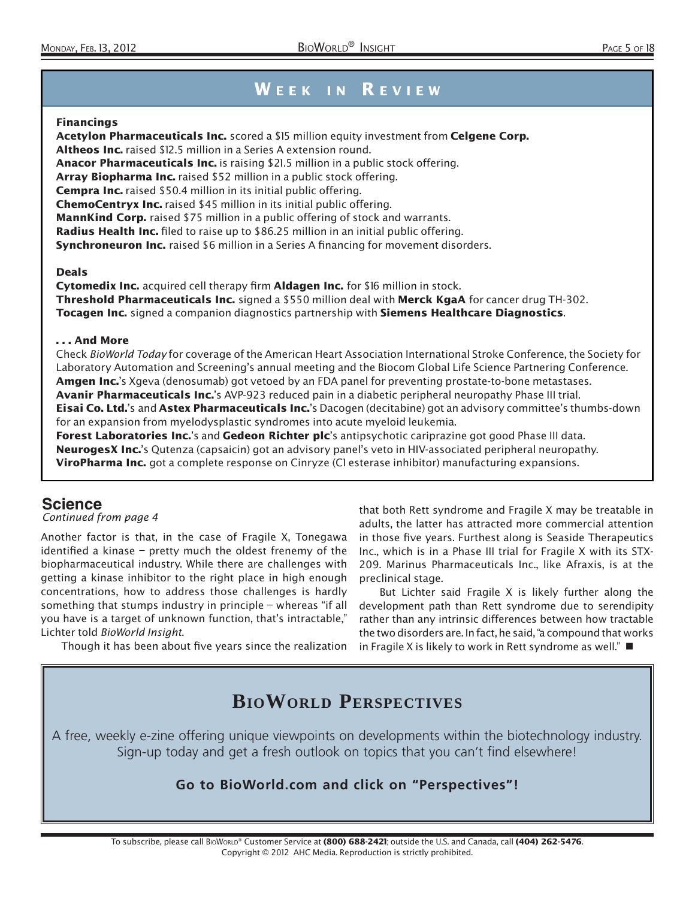## Week in Review

### Financings

**Acetylon Pharmaceuticals Inc.** scored a $15 million equity investment from **Celgene Corp.**
**Altheos Inc.** raised $12.5 million in a Series A extension round.
**Anacor Pharmaceuticals Inc.** is raising $21.5 million in a public stock offering.
**Array Biopharma Inc.** raised $52 million in a public stock offering.
**Cempra Inc.** raised $50.4 million in its initial public offering.
**ChemoCentryx Inc.** raised $45 million in its initial public offering.
**MannKind Corp.** raised $75 million in a public offering of stock and warrants.
**Radius Health Inc.** filed to raise up to $86.25 million in an initial public offering.
**Synchroneuron Inc.** raised $6 million in a Series A financing for movement disorders.

### Deals

**Cytomedix Inc.** acquired cell therapy firm **Aldagen Inc.** for $16 million in stock.
**Threshold Pharmaceuticals Inc.** signed a $550 million deal with **Merck KgaA** for cancer drug TH-302.
**Tocagen Inc.** signed a companion diagnostics partnership with **Siemens Healthcare Diagnostics**.

### . . . And More

Check *BioWorld Today* for coverage of the American Heart Association International Stroke Conference, the Society for Laboratory Automation and Screening's annual meeting and the Biocom Global Life Science Partnering Conference.
**Amgen Inc.**'s Xgeva (denosumab) got vetoed by an FDA panel for preventing prostate-to-bone metastases.
**Avanir Pharmaceuticals Inc.**'s AVP-923 reduced pain in a diabetic peripheral neuropathy Phase III trial.
**Eisai Co. Ltd.**'s and **Astex Pharmaceuticals Inc.**'s Dacogen (decitabine) got an advisory committee's thumbs-down for an expansion from myelodysplastic syndromes into acute myeloid leukemia.
**Forest Laboratories Inc.**'s and **Gedeon Richter plc**'s antipsychotic cariprazine got good Phase III data.
**NeurogesX Inc.**'s Qutenza (capsaicin) got an advisory panel's veto in HIV-associated peripheral neuropathy.
**ViroPharma Inc.** got a complete response on Cinryze (C1 esterase inhibitor) manufacturing expansions.

## Science

*Continued from page 4*

Another factor is that, in the case of Fragile X, Tonegawa identified a kinase – pretty much the oldest frenemy of the biopharmaceutical industry. While there are challenges with getting a kinase inhibitor to the right place in high enough concentrations, how to address those challenges is hardly something that stumps industry in principle – whereas "if all you have is a target of unknown function, that's intractable," Lichter told *BioWorld Insight*.

Though it has been about five years since the realization that both Rett syndrome and Fragile X may be treatable in adults, the latter has attracted more commercial attention in those five years. Furthest along is Seaside Therapeutics Inc., which is in a Phase III trial for Fragile X with its STX-209. Marinus Pharmaceuticals Inc., like Afraxis, is at the preclinical stage.

But Lichter said Fragile X is likely further along the development path than Rett syndrome due to serendipity rather than any intrinsic differences between how tractable the two disorders are. In fact, he said, "a compound that works in Fragile X is likely to work in Rett syndrome as well." ■

## BioWorld Perspectives

A free, weekly e-zine offering unique viewpoints on developments within the biotechnology industry. Sign-up today and get a fresh outlook on topics that you can't find elsewhere!

**Go to BioWorld.com and click on "Perspectives"!**

To subscribe, please call BioWorld® Customer Service at **(800) 688-2421**; outside the U.S. and Canada, call **(404) 262-5476**.
Copyright © 2012 AHC Media. Reproduction is strictly prohibited.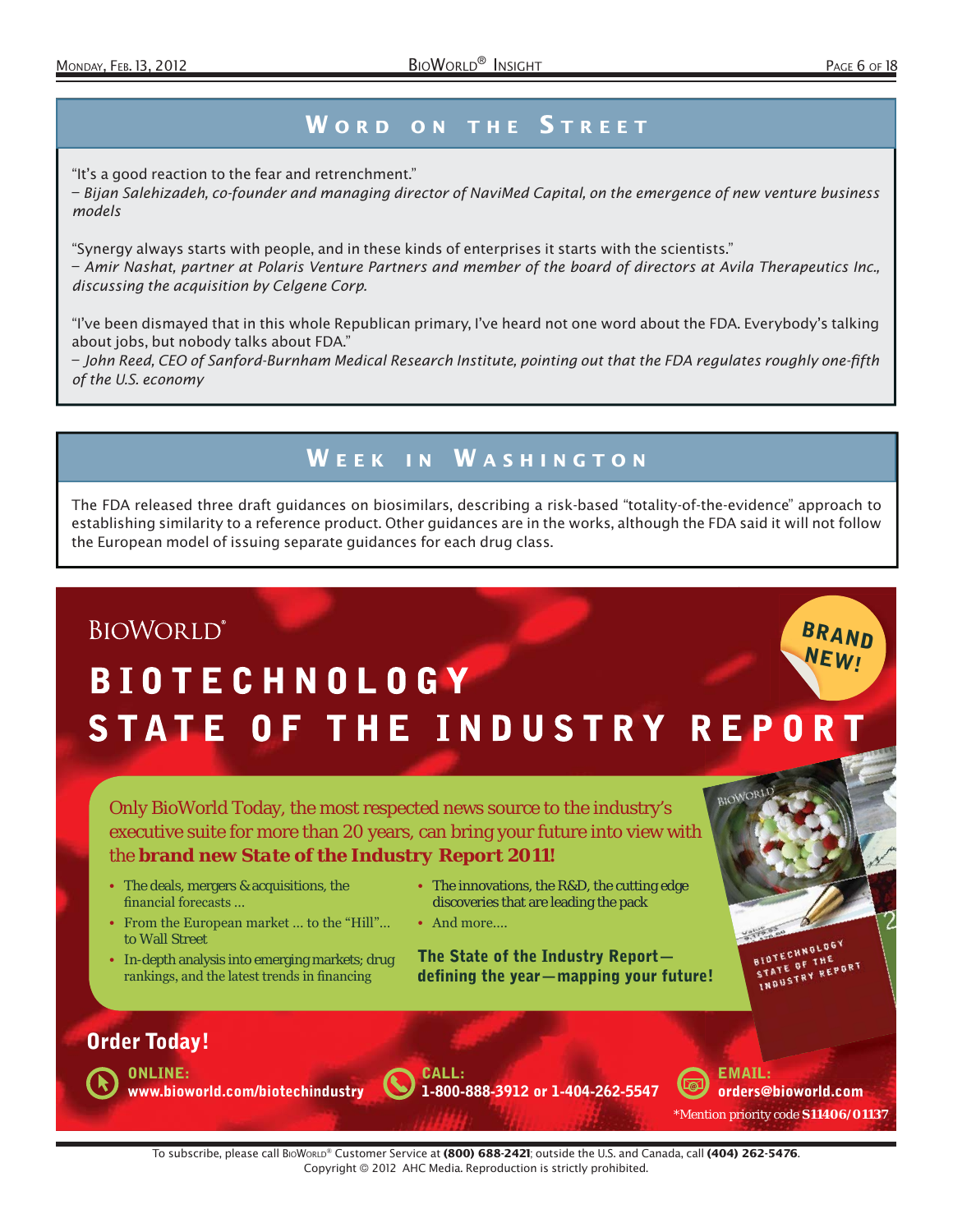## Word on the Street

"It's a good reaction to the fear and retrenchment."
*– Bijan Salehizadeh, co-founder and managing director of NaviMed Capital, on the emergence of new venture business models*

"Synergy always starts with people, and in these kinds of enterprises it starts with the scientists."
*– Amir Nashat, partner at Polaris Venture Partners and member of the board of directors at Avila Therapeutics Inc., discussing the acquisition by Celgene Corp.*

"I've been dismayed that in this whole Republican primary, I've heard not one word about the FDA. Everybody's talking about jobs, but nobody talks about FDA."
*– John Reed, CEO of Sanford-Burnham Medical Research Institute, pointing out that the FDA regulates roughly one-fifth of the U.S. economy*

## Week in Washington

The FDA released three draft guidances on biosimilars, describing a risk-based "totality-of-the-evidence" approach to establishing similarity to a reference product. Other guidances are in the works, although the FDA said it will not follow the European model of issuing separate guidances for each drug class.

BIOWORLD®

**BRAND NEW!**

# BIOTECHNOLOGY STATE OF THE INDUSTRY REPORT

Only BioWorld Today, the most respected news source to the industry's executive suite for more than 20 years, can bring your future into view with the **brand new State of the Industry Report 2011!**

- The deals, mergers & acquisitions, the financial forecasts ...
- From the European market ... to the "Hill"... to Wall Street
- In-depth analysis into emerging markets; drug rankings, and the latest trends in financing
- The innovations, the R&D, the cutting edge discoveries that are leading the pack
- And more....

**The State of the Industry Report— defining the year—mapping your future!**

**Order Today!**

**ONLINE:** www.bioworld.com/biotechindustry

**CALL:** 1-800-888-3912 or 1-404-262-5547

**EMAIL:** orders@bioworld.com

*Mention priority code **S11406/01137**

To subscribe, please call BioWorld® Customer Service at **(800) 688-2421**; outside the U.S. and Canada, call **(404) 262-5476**.
Copyright © 2012 AHC Media. Reproduction is strictly prohibited.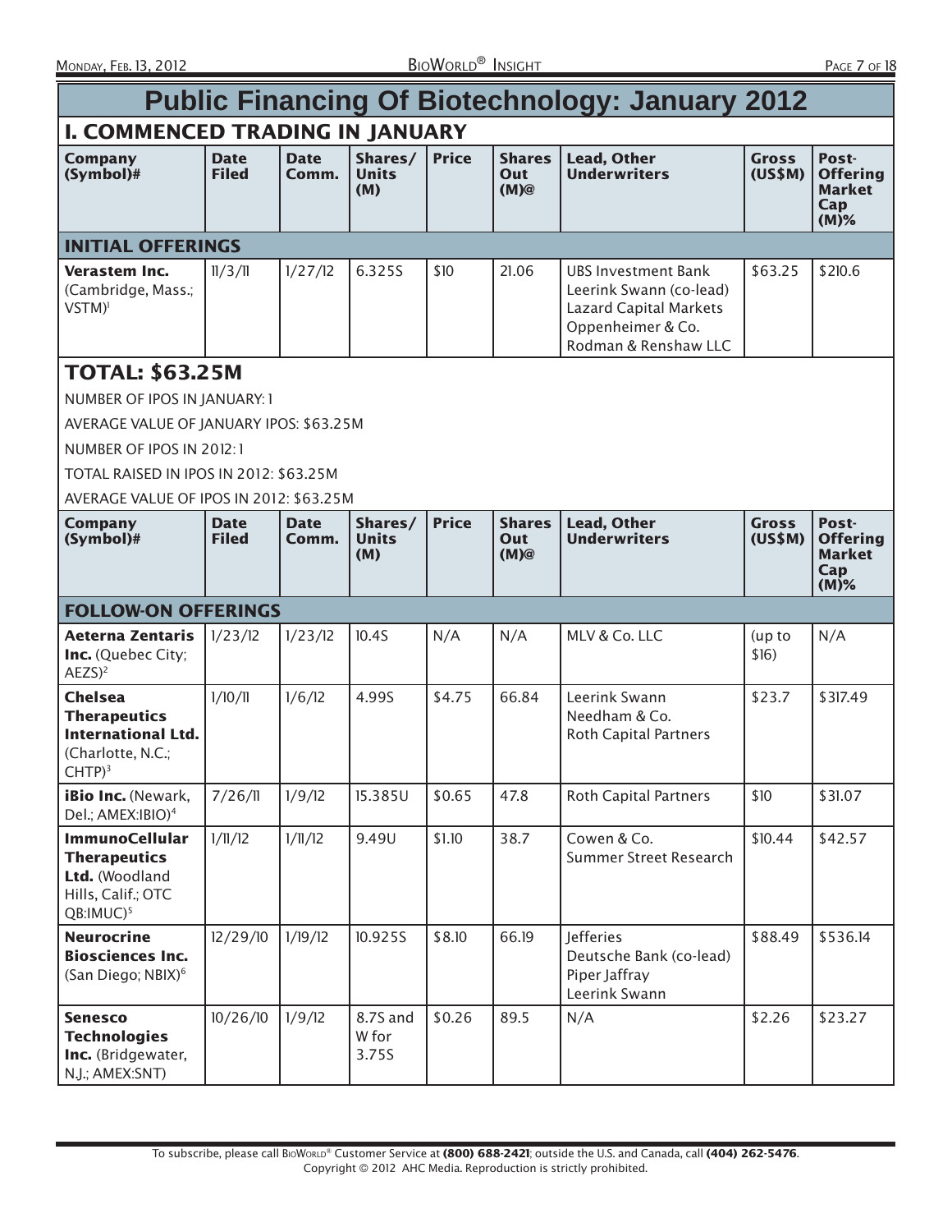# Public Financing Of Biotechnology: January 2012

## I. COMMENCED TRADING IN JANUARY

| Company (Symbol)# | Date Filed | Date Comm. | Shares/ Units (M) | Price | Shares Out (M)@ | Lead, Other Underwriters | Gross (US$M) | Post-Offering Market Cap (M)% |
|---|---|---|---|---|---|---|---|---|
| **INITIAL OFFERINGS** | | | | | | | | |
| **Verastem Inc.** (Cambridge, Mass.; VSTM)[1] | 11/3/11 | 1/27/12 | 6.325S | $10 | 21.06 | UBS Investment Bank<br>Leerink Swann (co-lead)<br>Lazard Capital Markets<br>Oppenheimer & Co.<br>Rodman & Renshaw LLC | $63.25 | $210.6 |

### TOTAL: $63.25M

NUMBER OF IPOS IN JANUARY: 1

AVERAGE VALUE OF JANUARY IPOS: $63.25M

NUMBER OF IPOS IN 2012: 1

TOTAL RAISED IN IPOS IN 2012: $63.25M

AVERAGE VALUE OF IPOS IN 2012: $63.25M

| Company (Symbol)# | Date Filed | Date Comm. | Shares/ Units (M) | Price | Shares Out (M)@ | Lead, Other Underwriters | Gross (US$M) | Post-Offering Market Cap (M)% |
|---|---|---|---|---|---|---|---|---|
| **FOLLOW-ON OFFERINGS** | | | | | | | | |
| **Aeterna Zentaris Inc.** (Quebec City; AEZS)[2] | 1/23/12 | 1/23/12 | 10.4S | N/A | N/A | MLV & Co. LLC | (up to $16) | N/A |
| **Chelsea Therapeutics International Ltd.** (Charlotte, N.C.; CHTP)[3] | 1/10/11 | 1/6/12 | 4.99S | $4.75 | 66.84 | Leerink Swann<br>Needham & Co.<br>Roth Capital Partners | $23.7 | $317.49 |
| **iBio Inc.** (Newark, Del.; AMEX:IBIO)[4] | 7/26/11 | 1/9/12 | 15.385U | $0.65 | 47.8 | Roth Capital Partners | $10 | $31.07 |
| **ImmunoCellular Therapeutics Ltd.** (Woodland Hills, Calif.; OTC QB:IMUC)[5] | 1/11/12 | 1/11/12 | 9.49U | $1.10 | 38.7 | Cowen & Co.<br>Summer Street Research | $10.44 | $42.57 |
| **Neurocrine Biosciences Inc.** (San Diego; NBIX)[6] | 12/29/10 | 1/19/12 | 10.925S | $8.10 | 66.19 | Jefferies<br>Deutsche Bank (co-lead)<br>Piper Jaffray<br>Leerink Swann | $88.49 | $536.14 |
| **Senesco Technologies Inc.** (Bridgewater, N.J.; AMEX:SNT) | 10/26/10 | 1/9/12 | 8.7S and W for 3.75S | $0.26 | 89.5 | N/A | $2.26 | $23.27 |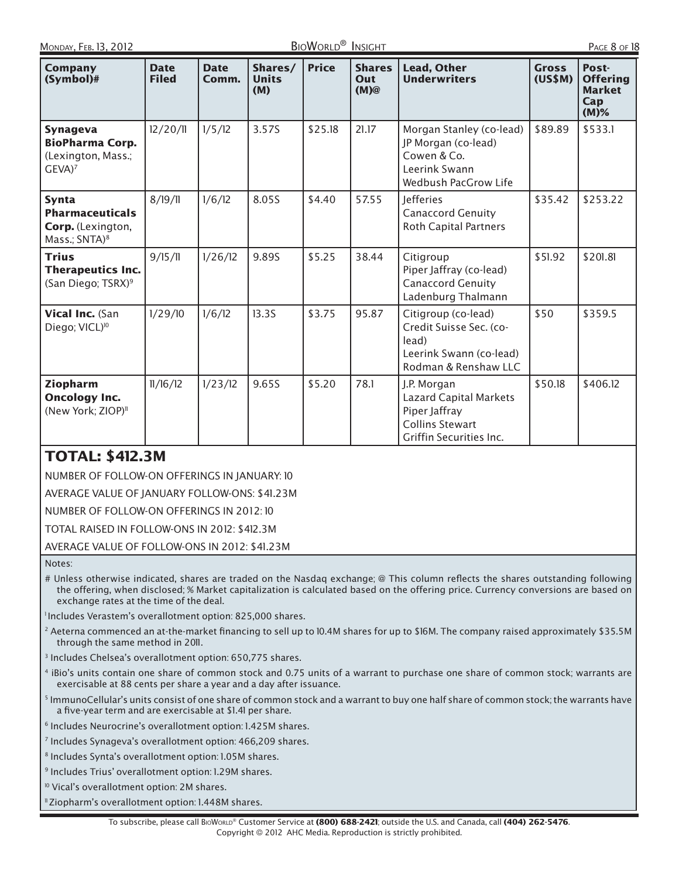| Company (Symbol)# | Date Filed | Date Comm. | Shares/ Units (M) | Price | Shares Out (M)@ | Lead, Other Underwriters | Gross (US$M) | Post-Offering Market Cap (M)% |
|---|---|---|---|---|---|---|---|---|
| **Synageva BioPharma Corp.** (Lexington, Mass.; GEVA)[7] | 12/20/11 | 1/5/12 | 3.57S | $25.18 | 21.17 | Morgan Stanley (co-lead)<br>JP Morgan (co-lead)<br>Cowen & Co.<br>Leerink Swann<br>Wedbush PacGrow Life | $89.89 | $533.1 |
| **Synta Pharmaceuticals Corp.** (Lexington, Mass.; SNTA)[8] | 8/19/11 | 1/6/12 | 8.05S | $4.40 | 57.55 | Jefferies<br>Canaccord Genuity<br>Roth Capital Partners | $35.42 | $253.22 |
| **Trius Therapeutics Inc.** (San Diego; TSRX)[9] | 9/15/11 | 1/26/12 | 9.89S | $5.25 | 38.44 | Citigroup<br>Piper Jaffray (co-lead)<br>Canaccord Genuity<br>Ladenburg Thalmann | $51.92 | $201.81 |
| **Vical Inc.** (San Diego; VICL)[10] | 1/29/10 | 1/6/12 | 13.3S | $3.75 | 95.87 | Citigroup (co-lead)<br>Credit Suisse Sec. (co-lead)<br>Leerink Swann (co-lead)<br>Rodman & Renshaw LLC | $50 | $359.5 |
| **Ziopharm Oncology Inc.** (New York; ZIOP)[11] | 11/16/12 | 1/23/12 | 9.65S | $5.20 | 78.1 | J.P. Morgan<br>Lazard Capital Markets<br>Piper Jaffray<br>Collins Stewart<br>Griffin Securities Inc. | $50.18 | $406.12 |

## TOTAL: $412.3M

NUMBER OF FOLLOW-ON OFFERINGS IN JANUARY: 10

AVERAGE VALUE OF JANUARY FOLLOW-ONS: $41.23M

NUMBER OF FOLLOW-ON OFFERINGS IN 2012: 10

TOTAL RAISED IN FOLLOW-ONS IN 2012: $412.3M

AVERAGE VALUE OF FOLLOW-ONS IN 2012: $41.23M

Notes:

# Unless otherwise indicated, shares are traded on the Nasdaq exchange; @ This column reflects the shares outstanding following the offering, when disclosed; % Market capitalization is calculated based on the offering price. Currency conversions are based on exchange rates at the time of the deal.

[1] Includes Verastem's overallotment option: 825,000 shares.

[2] Aeterna commenced an at-the-market financing to sell up to 10.4M shares for up to $16M. The company raised approximately $35.5M through the same method in 2011.

[3] Includes Chelsea's overallotment option: 650,775 shares.

[4] iBio's units contain one share of common stock and 0.75 units of a warrant to purchase one share of common stock; warrants are exercisable at 88 cents per share a year and a day after issuance.

[5] ImmunoCellular's units consist of one share of common stock and a warrant to buy one half share of common stock; the warrants have a five-year term and are exercisable at $1.41 per share.

[6] Includes Neurocrine's overallotment option: 1.425M shares.

[7] Includes Synageva's overallotment option: 466,209 shares.

[8] Includes Synta's overallotment option: 1.05M shares.

[9] Includes Trius' overallotment option: 1.29M shares.

[10] Vical's overallotment option: 2M shares.

[11] Ziopharm's overallotment option: 1.448M shares.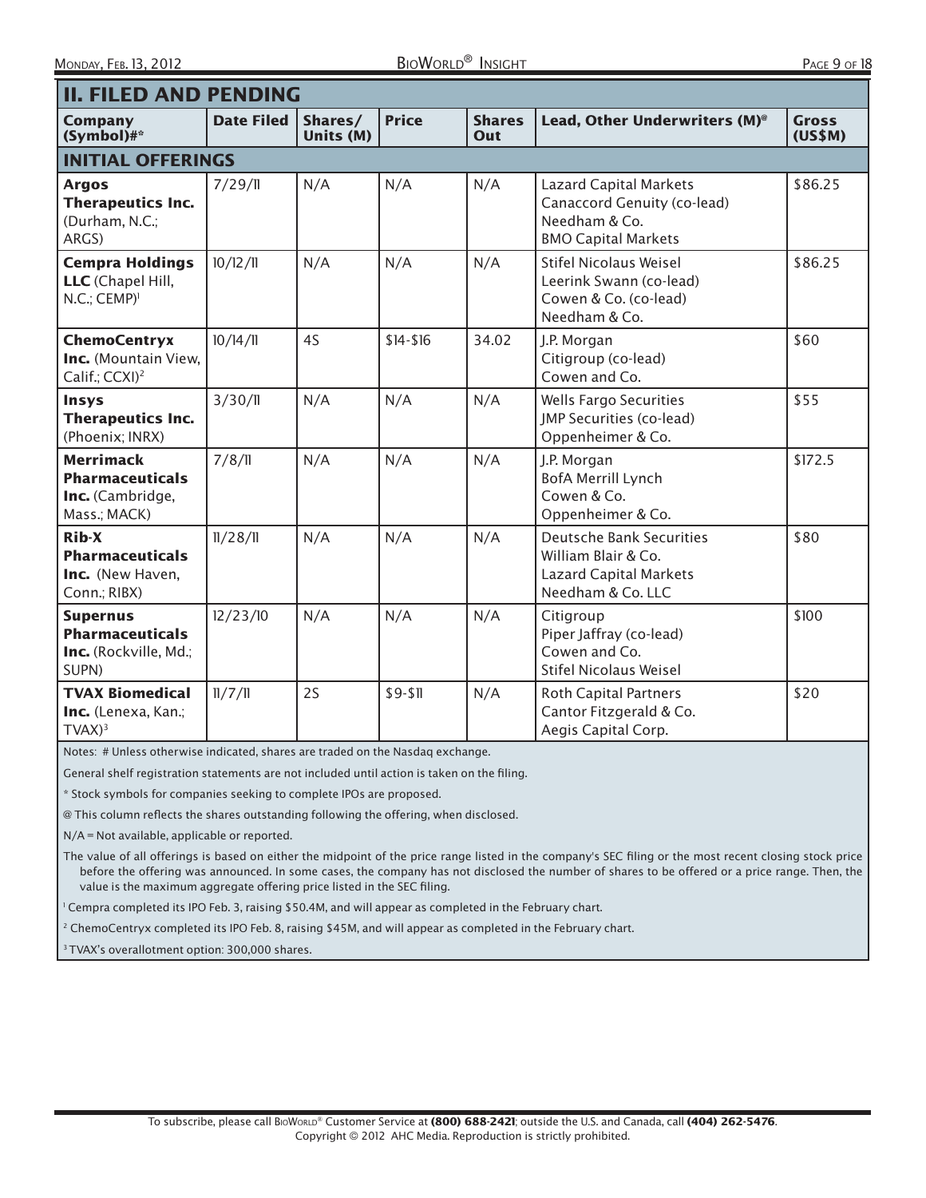## II. FILED AND PENDING

| Company (Symbol)#* | Date Filed | Shares/ Units (M) | Price | Shares Out | Lead, Other Underwriters (M)@ | Gross (US$M) |
|---|---|---|---|---|---|---|
| **INITIAL OFFERINGS** | | | | | | |
| **Argos Therapeutics Inc.** (Durham, N.C.; ARGS) | 7/29/11 | N/A | N/A | N/A | Lazard Capital Markets<br>Canaccord Genuity (co-lead)<br>Needham & Co.<br>BMO Capital Markets | $86.25 |
| **Cempra Holdings LLC** (Chapel Hill, N.C.; CEMP)[1] | 10/12/11 | N/A | N/A | N/A | Stifel Nicolaus Weisel<br>Leerink Swann (co-lead)<br>Cowen & Co. (co-lead)<br>Needham & Co. | $86.25 |
| **ChemoCentryx Inc.** (Mountain View, Calif.; CCXI)[2] | 10/14/11 | 4S | $14-$16 | 34.02 | J.P. Morgan<br>Citigroup (co-lead)<br>Cowen and Co. | $60 |
| **Insys Therapeutics Inc.** (Phoenix; INRX) | 3/30/11 | N/A | N/A | N/A | Wells Fargo Securities<br>JMP Securities (co-lead)<br>Oppenheimer & Co. | $55 |
| **Merrimack Pharmaceuticals Inc.** (Cambridge, Mass.; MACK) | 7/8/11 | N/A | N/A | N/A | J.P. Morgan<br>BofA Merrill Lynch<br>Cowen & Co.<br>Oppenheimer & Co. | $172.5 |
| **Rib-X Pharmaceuticals Inc.** (New Haven, Conn.; RIBX) | 11/28/11 | N/A | N/A | N/A | Deutsche Bank Securities<br>William Blair & Co.<br>Lazard Capital Markets<br>Needham & Co. LLC | $80 |
| **Supernus Pharmaceuticals Inc.** (Rockville, Md.; SUPN) | 12/23/10 | N/A | N/A | N/A | Citigroup<br>Piper Jaffray (co-lead)<br>Cowen and Co.<br>Stifel Nicolaus Weisel | $100 |
| **TVAX Biomedical Inc.** (Lenexa, Kan.; TVAX)[3] | 11/7/11 | 2S | $9-$11 | N/A | Roth Capital Partners<br>Cantor Fitzgerald & Co.<br>Aegis Capital Corp. | $20 |

Notes: # Unless otherwise indicated, shares are traded on the Nasdaq exchange.

General shelf registration statements are not included until action is taken on the filing.

* Stock symbols for companies seeking to complete IPOs are proposed.

@ This column reflects the shares outstanding following the offering, when disclosed.

N/A = Not available, applicable or reported.

The value of all offerings is based on either the midpoint of the price range listed in the company's SEC filing or the most recent closing stock price before the offering was announced. In some cases, the company has not disclosed the number of shares to be offered or a price range. Then, the value is the maximum aggregate offering price listed in the SEC filing.

[1] Cempra completed its IPO Feb. 3, raising $50.4M, and will appear as completed in the February chart.

[2] ChemoCentryx completed its IPO Feb. 8, raising $45M, and will appear as completed in the February chart.

[3] TVAX's overallotment option: 300,000 shares.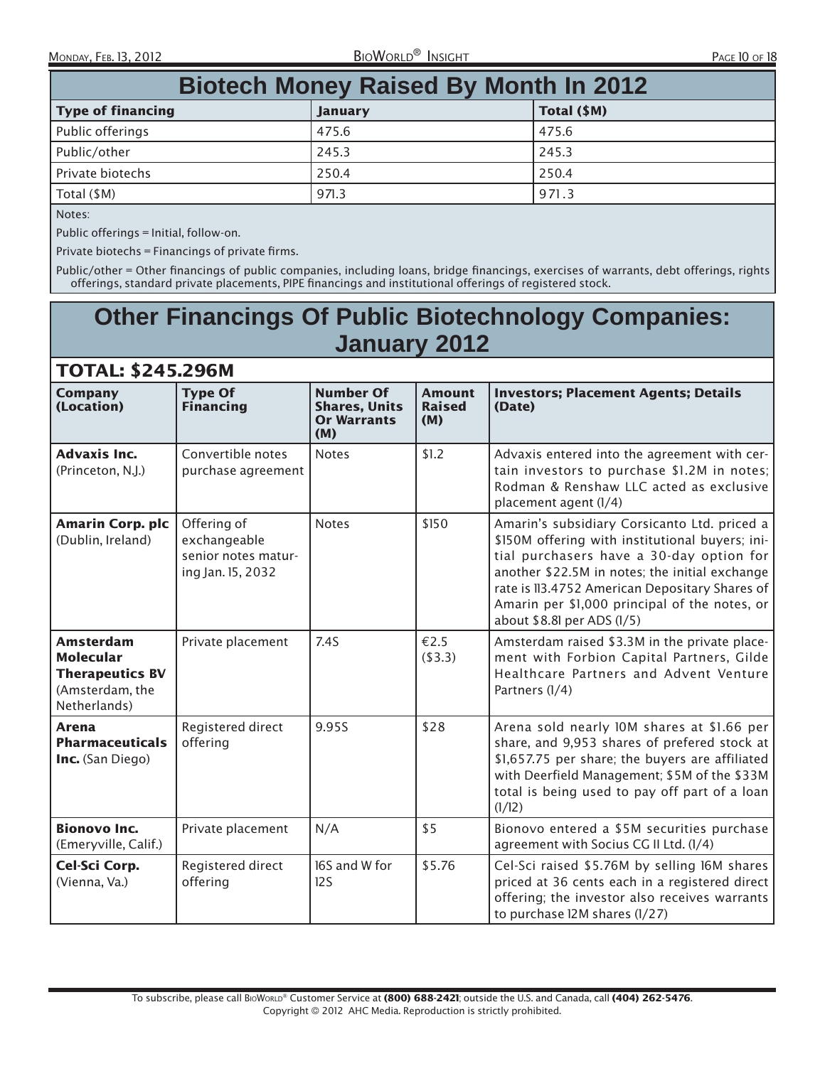## Biotech Money Raised By Month In 2012

| Type of financing | January | Total ($M) |
|---|---|---|
| Public offerings | 475.6 | 475.6 |
| Public/other | 245.3 | 245.3 |
| Private biotechs | 250.4 | 250.4 |
| Total ($M) | 971.3 | 971.3 |

Notes:

Public offerings = Initial, follow-on.

Private biotechs = Financings of private firms.

Public/other = Other financings of public companies, including loans, bridge financings, exercises of warrants, debt offerings, rights offerings, standard private placements, PIPE financings and institutional offerings of registered stock.

## Other Financings Of Public Biotechnology Companies: January 2012

### TOTAL: $245.296M

| Company (Location) | Type Of Financing | Number Of Shares, Units Or Warrants (M) | Amount Raised (M) | Investors; Placement Agents; Details (Date) |
|---|---|---|---|---|
| **Advaxis Inc.** (Princeton, N.J.) | Convertible notes purchase agreement | Notes | $1.2 | Advaxis entered into the agreement with certain investors to purchase $1.2M in notes; Rodman & Renshaw LLC acted as exclusive placement agent (1/4) |
| **Amarin Corp. plc** (Dublin, Ireland) | Offering of exchangeable senior notes maturing Jan. 15, 2032 | Notes | $150 | Amarin's subsidiary Corsicanto Ltd. priced a $150M offering with institutional buyers; initial purchasers have a 30-day option for another $22.5M in notes; the initial exchange rate is 113.4752 American Depositary Shares of Amarin per $1,000 principal of the notes, or about $8.81 per ADS (1/5) |
| **Amsterdam Molecular Therapeutics BV** (Amsterdam, the Netherlands) | Private placement | 7.4S | €2.5 ($3.3) | Amsterdam raised $3.3M in the private placement with Forbion Capital Partners, Gilde Healthcare Partners and Advent Venture Partners (1/4) |
| **Arena Pharmaceuticals Inc.** (San Diego) | Registered direct offering | 9.95S | $28 | Arena sold nearly 10M shares at $1.66 per share, and 9,953 shares of prefered stock at $1,657.75 per share; the buyers are affiliated with Deerfield Management; $5M of the $33M total is being used to pay off part of a loan (1/12) |
| **Bionovo Inc.** (Emeryville, Calif.) | Private placement | N/A | $5 | Bionovo entered a $5M securities purchase agreement with Socius CG II Ltd. (1/4) |
| **Cel-Sci Corp.** (Vienna, Va.) | Registered direct offering | 16S and W for 12S | $5.76 | Cel-Sci raised $5.76M by selling 16M shares priced at 36 cents each in a registered direct offering; the investor also receives warrants to purchase 12M shares (1/27) |

To subscribe, please call BioWorld® Customer Service at **(800) 688-2421**; outside the U.S. and Canada, call **(404) 262-5476**.
Copyright © 2012 AHC Media. Reproduction is strictly prohibited.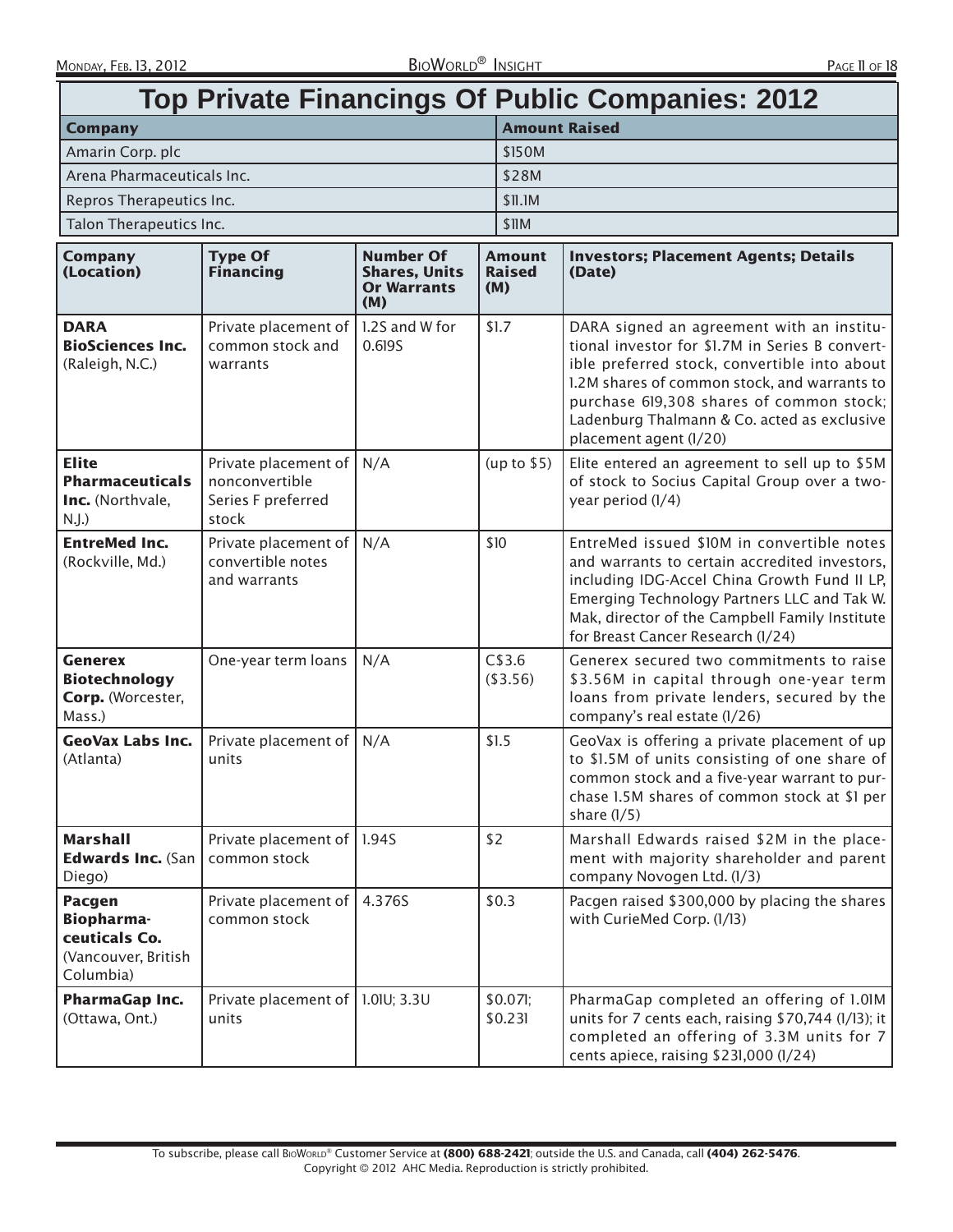# Top Private Financings Of Public Companies: 2012

| Company | Amount Raised |
|---|---|
| Amarin Corp. plc | $150M |
| Arena Pharmaceuticals Inc. | $28M |
| Repros Therapeutics Inc. | $11.1M |
| Talon Therapeutics Inc. | $11M |

| Company (Location) | Type Of Financing | Number Of Shares, Units Or Warrants (M) | Amount Raised (M) | Investors; Placement Agents; Details (Date) |
|---|---|---|---|---|
| **DARA BioSciences Inc.** (Raleigh, N.C.) | Private placement of common stock and warrants | 1.2S and W for 0.619S | $1.7 | DARA signed an agreement with an institutional investor for $1.7M in Series B convertible preferred stock, convertible into about 1.2M shares of common stock, and warrants to purchase 619,308 shares of common stock; Ladenburg Thalmann & Co. acted as exclusive placement agent (1/20) |
| **Elite Pharmaceuticals Inc.** (Northvale, N.J.) | Private placement of nonconvertible Series F preferred stock | N/A | (up to $5) | Elite entered an agreement to sell up to $5M of stock to Socius Capital Group over a two-year period (1/4) |
| **EntreMed Inc.** (Rockville, Md.) | Private placement of convertible notes and warrants | N/A | $10 | EntreMed issued $10M in convertible notes and warrants to certain accredited investors, including IDG-Accel China Growth Fund II LP, Emerging Technology Partners LLC and Tak W. Mak, director of the Campbell Family Institute for Breast Cancer Research (1/24) |
| **Generex Biotechnology Corp.** (Worcester, Mass.) | One-year term loans | N/A | C$3.6 ($3.56) | Generex secured two commitments to raise $3.56M in capital through one-year term loans from private lenders, secured by the company's real estate (1/26) |
| **GeoVax Labs Inc.** (Atlanta) | Private placement of units | N/A | $1.5 | GeoVax is offering a private placement of up to $1.5M of units consisting of one share of common stock and a five-year warrant to purchase 1.5M shares of common stock at $1 per share (1/5) |
| **Marshall Edwards Inc.** (San Diego) | Private placement of common stock | 1.94S | $2 | Marshall Edwards raised $2M in the placement with majority shareholder and parent company Novogen Ltd. (1/3) |
| **Pacgen Biopharmaceuticals Co.** (Vancouver, British Columbia) | Private placement of common stock | 4.376S | $0.3 | Pacgen raised $300,000 by placing the shares with CurieMed Corp. (1/13) |
| **PharmaGap Inc.** (Ottawa, Ont.) | Private placement of units | 1.01U; 3.3U | $0.071; $0.231 | PharmaGap completed an offering of 1.01M units for 7 cents each, raising $70,744 (1/13); it completed an offering of 3.3M units for 7 cents apiece, raising $231,000 (1/24) |

To subscribe, please call BioWorld® Customer Service at **(800) 688-2421**; outside the U.S. and Canada, call **(404) 262-5476**.
Copyright © 2012 AHC Media. Reproduction is strictly prohibited.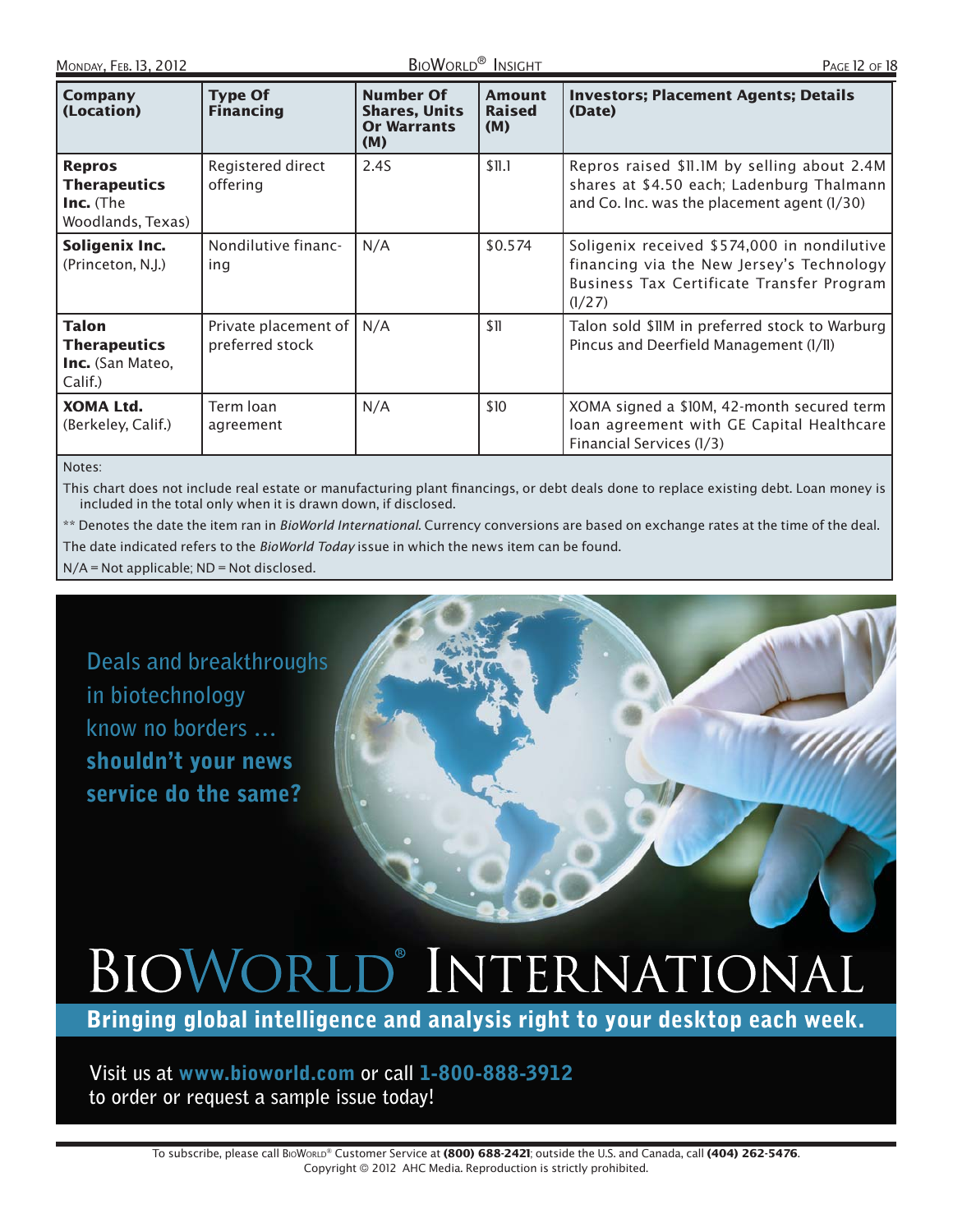| Company (Location) | Type Of Financing | Number Of Shares, Units Or Warrants (M) | Amount Raised (M) | Investors; Placement Agents; Details (Date) |
|---|---|---|---|---|
| **Repros Therapeutics Inc.** (The Woodlands, Texas) | Registered direct offering | 2.4S | $11.1 | Repros raised $11.1M by selling about 2.4M shares at $4.50 each; Ladenburg Thalmann and Co. Inc. was the placement agent (1/30) |
| **Soligenix Inc.** (Princeton, N.J.) | Nondilutive financing | N/A | $0.574 | Soligenix received $574,000 in nondilutive financing via the New Jersey's Technology Business Tax Certificate Transfer Program (1/27) |
| **Talon Therapeutics Inc.** (San Mateo, Calif.) | Private placement of preferred stock | N/A | $11 | Talon sold $11M in preferred stock to Warburg Pincus and Deerfield Management (1/11) |
| **XOMA Ltd.** (Berkeley, Calif.) | Term loan agreement | N/A | $10 | XOMA signed a $10M, 42-month secured term loan agreement with GE Capital Healthcare Financial Services (1/3) |

Notes:

This chart does not include real estate or manufacturing plant financings, or debt deals done to replace existing debt. Loan money is included in the total only when it is drawn down, if disclosed.

** Denotes the date the item ran in *BioWorld International*. Currency conversions are based on exchange rates at the time of the deal.

The date indicated refers to the *BioWorld Today* issue in which the news item can be found.

N/A = Not applicable; ND = Not disclosed.

Deals and breakthroughs in biotechnology know no borders …
**shouldn't your news service do the same?**

# BIOWORLD® INTERNATIONAL

**Bringing global intelligence and analysis right to your desktop each week.**

Visit us at **www.bioworld.com** or call **1-800-888-3912** to order or request a sample issue today!

To subscribe, please call BioWorld® Customer Service at **(800) 688-2421**; outside the U.S. and Canada, call **(404) 262-5476**.
Copyright © 2012 AHC Media. Reproduction is strictly prohibited.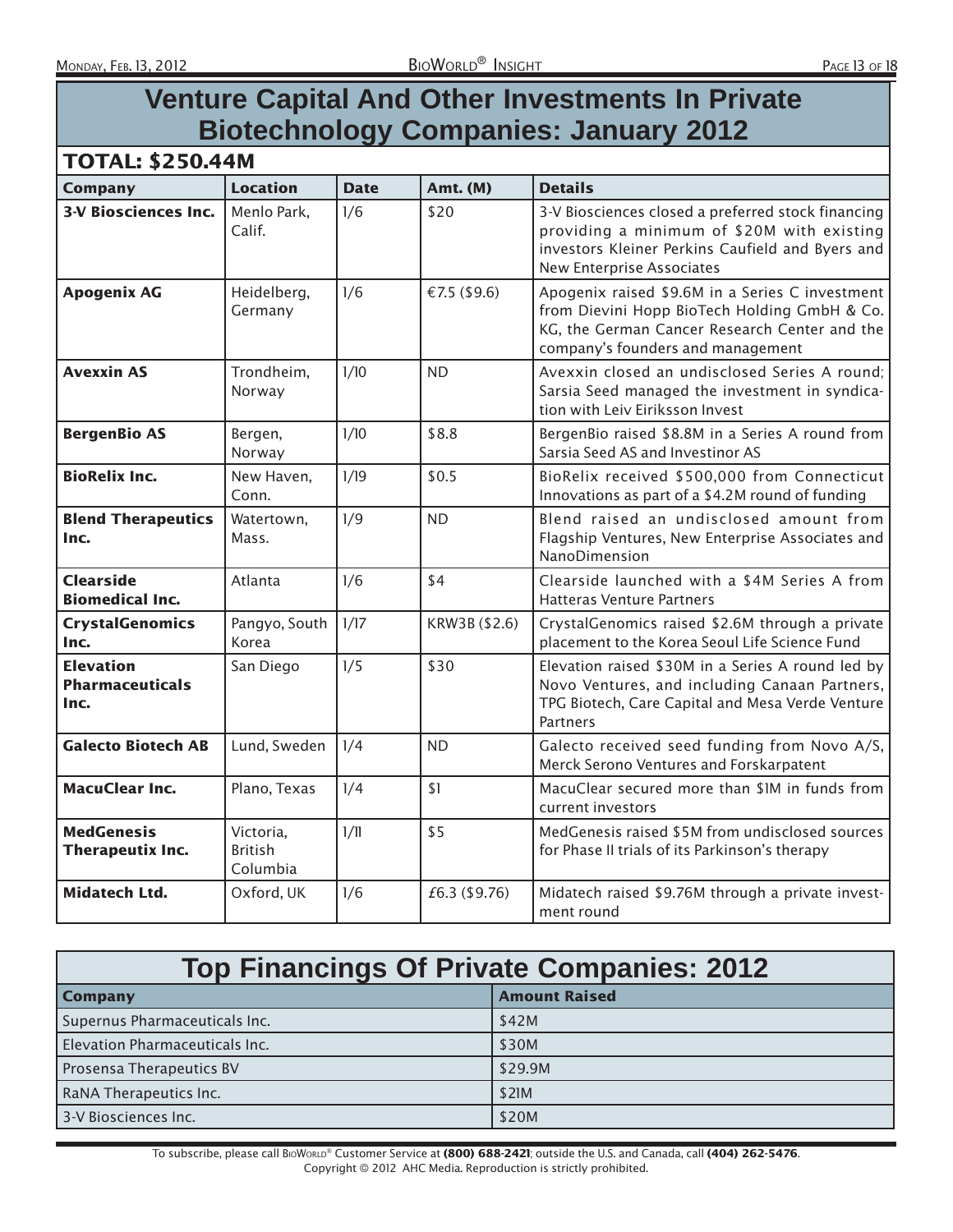# Venture Capital And Other Investments In Private Biotechnology Companies: January 2012

## TOTAL: $250.44M

| Company | Location | Date | Amt. (M) | Details |
|---|---|---|---|---|
| **3-V Biosciences Inc.** | Menlo Park, Calif. | 1/6 | $20 | 3-V Biosciences closed a preferred stock financing providing a minimum of $20M with existing investors Kleiner Perkins Caufield and Byers and New Enterprise Associates |
| **Apogenix AG** | Heidelberg, Germany | 1/6 | €7.5 ($9.6) | Apogenix raised $9.6M in a Series C investment from Dievini Hopp BioTech Holding GmbH & Co. KG, the German Cancer Research Center and the company's founders and management |
| **Avexxin AS** | Trondheim, Norway | 1/10 | ND | Avexxin closed an undisclosed Series A round; Sarsia Seed managed the investment in syndication with Leiv Eiriksson Invest |
| **BergenBio AS** | Bergen, Norway | 1/10 | $8.8 | BergenBio raised $8.8M in a Series A round from Sarsia Seed AS and Investinor AS |
| **BioRelix Inc.** | New Haven, Conn. | 1/19 | $0.5 | BioRelix received $500,000 from Connecticut Innovations as part of a $4.2M round of funding |
| **Blend Therapeutics Inc.** | Watertown, Mass. | 1/9 | ND | Blend raised an undisclosed amount from Flagship Ventures, New Enterprise Associates and NanoDimension |
| **Clearside Biomedical Inc.** | Atlanta | 1/6 | $4 | Clearside launched with a $4M Series A from Hatteras Venture Partners |
| **CrystalGenomics Inc.** | Pangyo, South Korea | 1/17 | KRW3B ($2.6) | CrystalGenomics raised $2.6M through a private placement to the Korea Seoul Life Science Fund |
| **Elevation Pharmaceuticals Inc.** | San Diego | 1/5 | $30 | Elevation raised $30M in a Series A round led by Novo Ventures, and including Canaan Partners, TPG Biotech, Care Capital and Mesa Verde Venture Partners |
| **Galecto Biotech AB** | Lund, Sweden | 1/4 | ND | Galecto received seed funding from Novo A/S, Merck Serono Ventures and Forskarpatent |
| **MacuClear Inc.** | Plano, Texas | 1/4 | $1 | MacuClear secured more than $1M in funds from current investors |
| **MedGenesis Therapeutix Inc.** | Victoria, British Columbia | 1/11 | $5 | MedGenesis raised $5M from undisclosed sources for Phase II trials of its Parkinson's therapy |
| **Midatech Ltd.** | Oxford, UK | 1/6 | £6.3 ($9.76) | Midatech raised $9.76M through a private investment round |

# Top Financings Of Private Companies: 2012

| Company | Amount Raised |
|---|---|
| Supernus Pharmaceuticals Inc. | $42M |
| Elevation Pharmaceuticals Inc. | $30M |
| Prosensa Therapeutics BV | $29.9M |
| RaNA Therapeutics Inc. | $21M |
| 3-V Biosciences Inc. | $20M |

To subscribe, please call BioWorld® Customer Service at **(800) 688-2421**; outside the U.S. and Canada, call **(404) 262-5476**.
Copyright © 2012 AHC Media. Reproduction is strictly prohibited.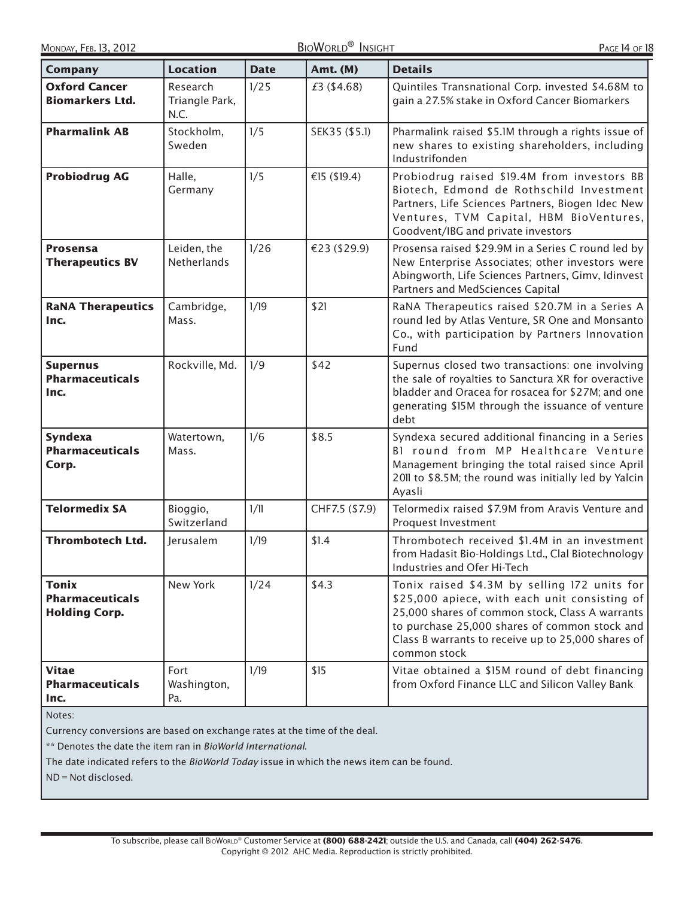| Company | Location | Date | Amt. (M) | Details |
|---|---|---|---|---|
| **Oxford Cancer Biomarkers Ltd.** | Research Triangle Park, N.C. | 1/25 | £3 ($4.68) | Quintiles Transnational Corp. invested $4.68M to gain a 27.5% stake in Oxford Cancer Biomarkers |
| **Pharmalink AB** | Stockholm, Sweden | 1/5 | SEK35 ($5.1) | Pharmalink raised $5.1M through a rights issue of new shares to existing shareholders, including Industrifonden |
| **Probiodrug AG** | Halle, Germany | 1/5 | €15 ($19.4) | Probiodrug raised $19.4M from investors BB Biotech, Edmond de Rothschild Investment Partners, Life Sciences Partners, Biogen Idec New Ventures, TVM Capital, HBM BioVentures, Goodvent/IBG and private investors |
| **Prosensa Therapeutics BV** | Leiden, the Netherlands | 1/26 | €23 ($29.9) | Prosensa raised $29.9M in a Series C round led by New Enterprise Associates; other investors were Abingworth, Life Sciences Partners, Gimv, Idinvest Partners and MedSciences Capital |
| **RaNA Therapeutics Inc.** | Cambridge, Mass. | 1/19 | $21 | RaNA Therapeutics raised $20.7M in a Series A round led by Atlas Venture, SR One and Monsanto Co., with participation by Partners Innovation Fund |
| **Supernus Pharmaceuticals Inc.** | Rockville, Md. | 1/9 | $42 | Supernus closed two transactions: one involving the sale of royalties to Sanctura XR for overactive bladder and Oracea for rosacea for $27M; and one generating $15M through the issuance of venture debt |
| **Syndexa Pharmaceuticals Corp.** | Watertown, Mass. | 1/6 | $8.5 | Syndexa secured additional financing in a Series B1 round from MP Healthcare Venture Management bringing the total raised since April 2011 to $8.5M; the round was initially led by Yalcin Ayasli |
| **Telormedix SA** | Bioggio, Switzerland | 1/11 | CHF7.5 ($7.9) | Telormedix raised $7.9M from Aravis Venture and Proquest Investment |
| **Thrombotech Ltd.** | Jerusalem | 1/19 | $1.4 | Thrombotech received $1.4M in an investment from Hadasit Bio-Holdings Ltd., Clal Biotechnology Industries and Ofer Hi-Tech |
| **Tonix Pharmaceuticals Holding Corp.** | New York | 1/24 | $4.3 | Tonix raised $4.3M by selling 172 units for $25,000 apiece, with each unit consisting of 25,000 shares of common stock, Class A warrants to purchase 25,000 shares of common stock and Class B warrants to receive up to 25,000 shares of common stock |
| **Vitae Pharmaceuticals Inc.** | Fort Washington, Pa. | 1/19 | $15 | Vitae obtained a $15M round of debt financing from Oxford Finance LLC and Silicon Valley Bank |

Notes:

Currency conversions are based on exchange rates at the time of the deal.

** Denotes the date the item ran in *BioWorld International*.

The date indicated refers to the *BioWorld Today* issue in which the news item can be found.

ND = Not disclosed.

To subscribe, please call BioWorld® Customer Service at **(800) 688-2421**; outside the U.S. and Canada, call **(404) 262-5476**.
Copyright © 2012 AHC Media. Reproduction is strictly prohibited.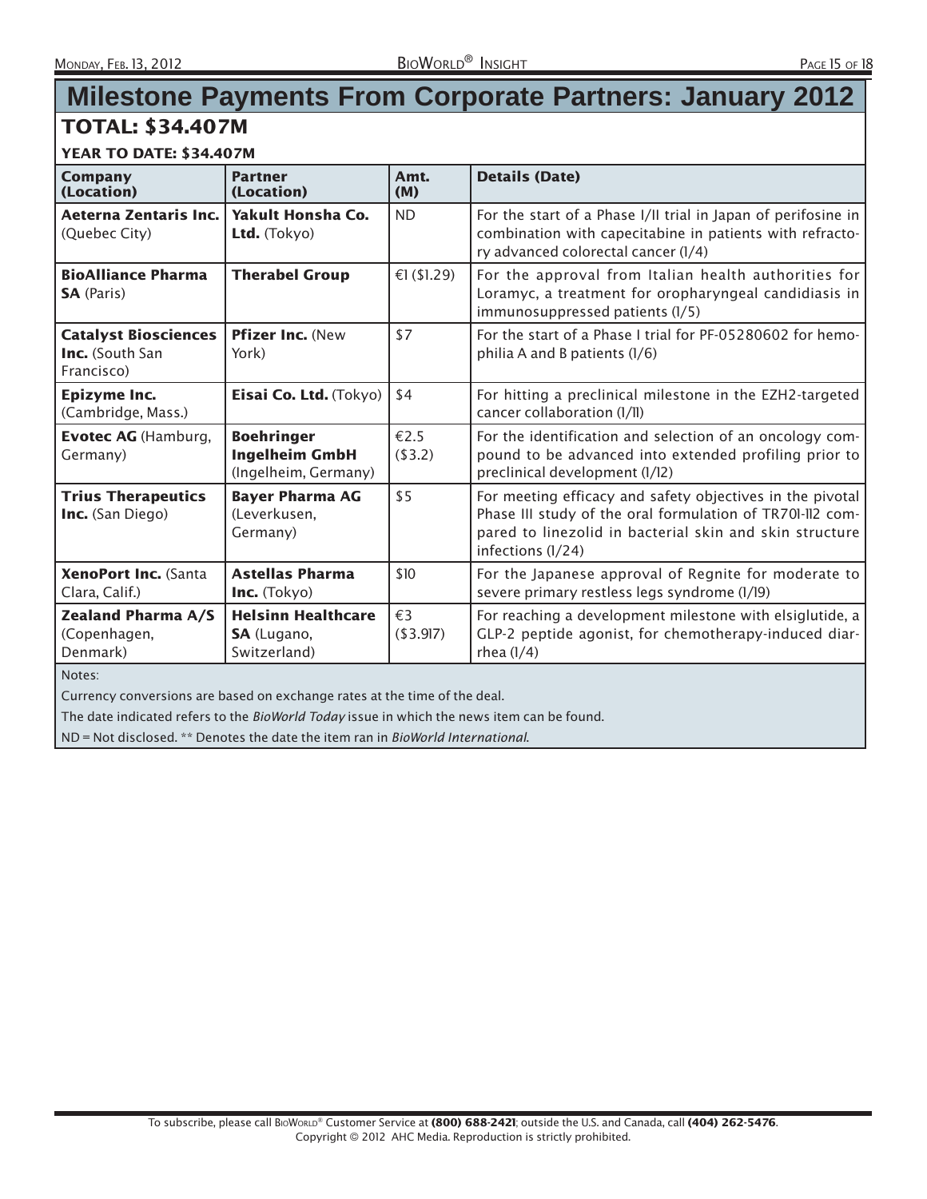# Milestone Payments From Corporate Partners: January 2012

## TOTAL: $34.407M

### YEAR TO DATE: $34.407M

| Company (Location) | Partner (Location) | Amt. (M) | Details (Date) |
|---|---|---|---|
| **Aeterna Zentaris Inc.** (Quebec City) | **Yakult Honsha Co. Ltd.** (Tokyo) | ND | For the start of a Phase I/II trial in Japan of perifosine in combination with capecitabine in patients with refractory advanced colorectal cancer (1/4) |
| **BioAlliance Pharma SA** (Paris) | **Therabel Group** | €1 ($1.29) | For the approval from Italian health authorities for Loramyc, a treatment for oropharyngeal candidiasis in immunosuppressed patients (1/5) |
| **Catalyst Biosciences Inc.** (South San Francisco) | **Pfizer Inc.** (New York) | $7 | For the start of a Phase I trial for PF-05280602 for hemophilia A and B patients (1/6) |
| **Epizyme Inc.** (Cambridge, Mass.) | **Eisai Co. Ltd.** (Tokyo) | $4 | For hitting a preclinical milestone in the EZH2-targeted cancer collaboration (1/11) |
| **Evotec AG** (Hamburg, Germany) | **Boehringer Ingelheim GmbH** (Ingelheim, Germany) | €2.5 ($3.2) | For the identification and selection of an oncology compound to be advanced into extended profiling prior to preclinical development (1/12) |
| **Trius Therapeutics Inc.** (San Diego) | **Bayer Pharma AG** (Leverkusen, Germany) | $5 | For meeting efficacy and safety objectives in the pivotal Phase III study of the oral formulation of TR701-112 compared to linezolid in bacterial skin and skin structure infections (1/24) |
| **XenoPort Inc.** (Santa Clara, Calif.) | **Astellas Pharma Inc.** (Tokyo) | $10 | For the Japanese approval of Regnite for moderate to severe primary restless legs syndrome (1/19) |
| **Zealand Pharma A/S** (Copenhagen, Denmark) | **Helsinn Healthcare SA** (Lugano, Switzerland) | €3 ($3.917) | For reaching a development milestone with elsiglutide, a GLP-2 peptide agonist, for chemotherapy-induced diarrhea (1/4) |

Notes:

Currency conversions are based on exchange rates at the time of the deal.

The date indicated refers to the *BioWorld Today* issue in which the news item can be found.

ND = Not disclosed. ** Denotes the date the item ran in *BioWorld International*.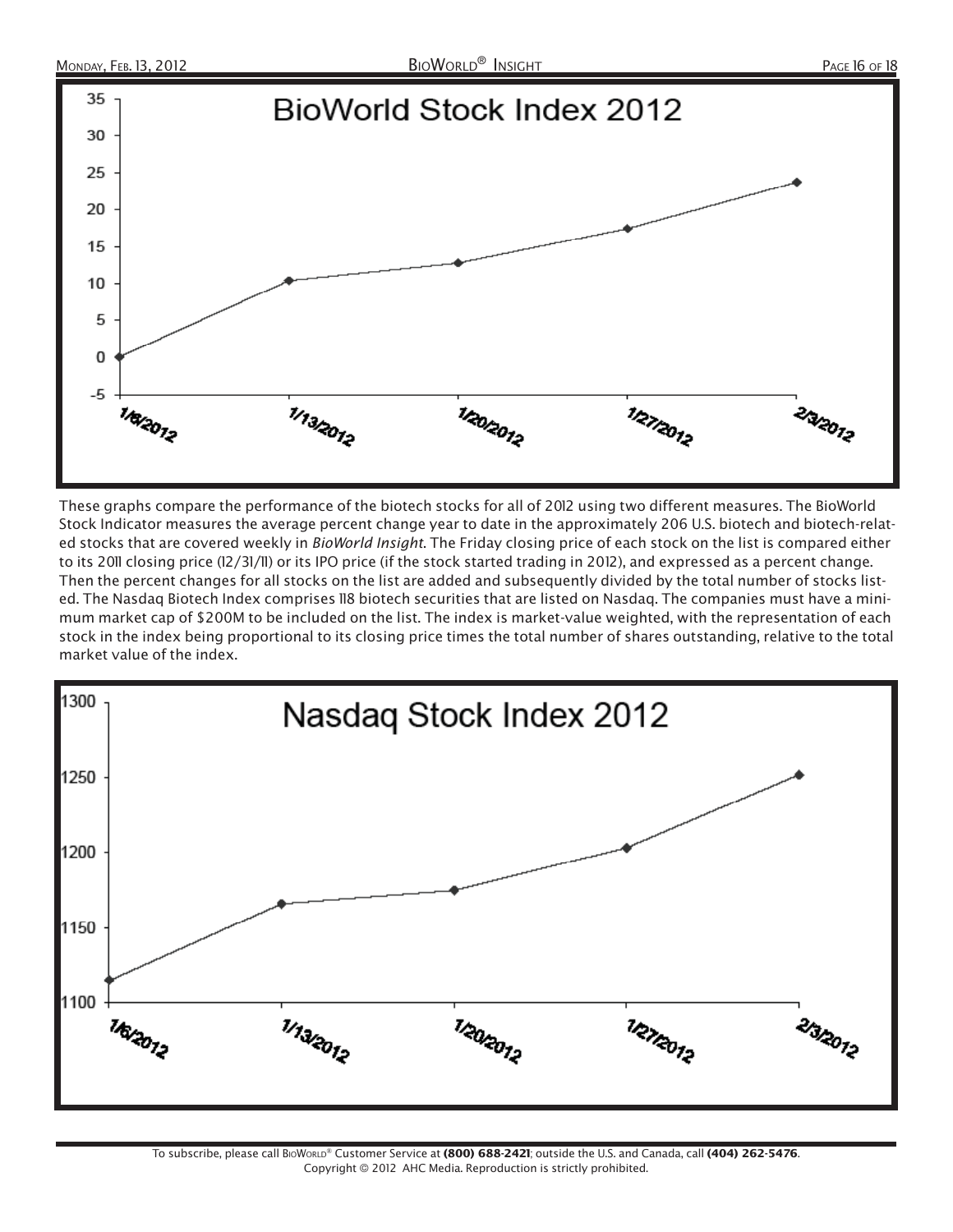These graphs compare the performance of the biotech stocks for all of 2012 using two different measures. The BioWorld Stock Indicator measures the average percent change year to date in the approximately 206 U.S. biotech and biotech-related stocks that are covered weekly in *BioWorld Insight*. The Friday closing price of each stock on the list is compared either to its 2011 closing price (12/31/11) or its IPO price (if the stock started trading in 2012), and expressed as a percent change. Then the percent changes for all stocks on the list are added and subsequently divided by the total number of stocks listed. The Nasdaq Biotech Index comprises 118 biotech securities that are listed on Nasdaq. The companies must have a minimum market cap of $200M to be included on the list. The index is market-value weighted, with the representation of each stock in the index being proportional to its closing price times the total number of shares outstanding, relative to the total market value of the index.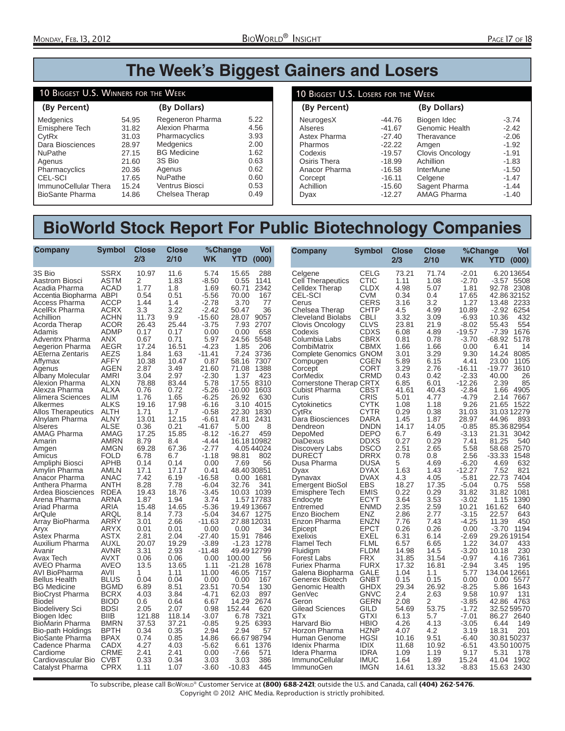# The Week's Biggest Gainers and Losers

## 10 Biggest U.S. Winners for the Week

| (By Percent) | | (By Dollars) | |
|---|---|---|---|
| Medgenics | 54.95 | Regeneron Pharma | 5.22 |
| Emisphere Tech | 31.82 | Alexion Pharma | 4.56 |
| CytRx | 31.03 | Pharmacyclics | 3.93 |
| Dara Biosciences | 28.97 | Medgenics | 2.00 |
| NuPathe | 27.15 | BG Medicine | 1.62 |
| Agenus | 21.60 | 3S Bio | 0.63 |
| Pharmacyclics | 20.36 | Agenus | 0.62 |
| CEL-SCI | 17.65 | NuPathe | 0.60 |
| ImmunoCellular Thera | 15.24 | Ventrus Biosci | 0.53 |
| BioSante Pharma | 14.86 | Chelsea Therap | 0.49 |

## 10 Biggest U.S. Losers for the Week

| (By Percent) | | (By Dollars) | |
|---|---|---|---|
| NeurogesX | -44.76 | Biogen Idec | -3.74 |
| Alseres | -41.67 | Genomic Health | -2.42 |
| Astex Pharma | -27.40 | Theravance | -2.06 |
| Pharmos | -22.22 | Amgen | -1.92 |
| Codexis | -19.57 | Clovis Oncology | -1.91 |
| Osiris Thera | -18.99 | Achillion | -1.83 |
| Anacor Pharma | -16.58 | InterMune | -1.50 |
| Corcept | -16.11 | Celgene | -1.47 |
| Achillion | -15.60 | Sagent Pharma | -1.44 |
| Dyax | -12.27 | AMAG Pharma | -1.40 |

# BioWorld Stock Report For Public Biotechnology Companies

| Company | Symbol | Close 2/3 | Close 2/10 | %Change WK | %Change YTD | Vol (000) |
|---|---|---|---|---|---|---|
| 3S Bio | SSRX | 10.97 | 11.6 | 5.74 | 15.65 | 288 |
| Aastrom Biosci | ASTM | 2 | 1.83 | -8.50 | 0.55 | 1141 |
| Acadia Pharma | ACAD | 1.77 | 1.8 | 1.69 | 60.71 | 2342 |
| Accentia Biopharma | ABPI | 0.54 | 0.51 | -5.56 | 70.00 | 167 |
| Access Pharma | ACCP | 1.44 | 1.4 | -2.78 | 3.70 | 77 |
| AcelRx Pharma | ACRX | 3.3 | 3.22 | -2.42 | 50.47 | 36 |
| Achillion | ACHN | 11.73 | 9.9 | -15.60 | 28.07 | 9057 |
| Acorda Therap | ACOR | 26.43 | 25.44 | -3.75 | 7.93 | 2707 |
| Adamis | ADMP | 0.17 | 0.17 | 0.00 | 0.00 | 658 |
| Adventrx Pharma | ANX | 0.67 | 0.71 | 5.97 | 24.56 | 5548 |
| Aegerion Pharma | AEGR | 17.24 | 16.51 | -4.23 | 1.85 | 206 |
| AEterna Zentaris | AEZS | 1.84 | 1.63 | -11.41 | 7.24 | 3736 |
| Affymax | AFFY | 10.38 | 10.47 | 0.87 | 58.16 | 7307 |
| Agenus | AGEN | 2.87 | 3.49 | 21.60 | 71.08 | 1388 |
| Albany Molecular | AMRI | 3.04 | 2.97 | -2.30 | 1.37 | 423 |
| Alexion Pharma | ALXN | 78.88 | 83.44 | 5.78 | 17.55 | 8310 |
| Alexza Pharma | ALXA | 0.76 | 0.72 | -5.26 | -10.00 | 1603 |
| Alimera Sciences | ALIM | 1.76 | 1.65 | -6.25 | 26.92 | 630 |
| Alkermes | ALKS | 19.16 | 17.98 | -6.16 | 3.10 | 4015 |
| Allos Therapeutics | ALTH | 1.71 | 1.7 | -0.58 | 22.30 | 1830 |
| Alnylam Pharma | ALNY | 13.01 | 12.15 | -6.61 | 47.81 | 2431 |
| Alseres | ALSE | 0.36 | 0.21 | -41.67 | 5.00 | 8 |
| AMAG Pharma | AMAG | 17.25 | 15.85 | -8.12 | -16.27 | 459 |
| Amarin | AMRN | 8.79 | 8.4 | -4.44 | 16.18 | 10982 |
| Amgen | AMGN | 69.28 | 67.36 | -2.77 | 4.05 | 44024 |
| Amicus | FOLD | 6.78 | 6.7 | -1.18 | 98.81 | 802 |
| Ampliphi Biosci | APHB | 0.14 | 0.14 | 0.00 | 7.69 | 56 |
| Amylin Pharma | AMLN | 17.1 | 17.17 | 0.41 | 48.40 | 30851 |
| Anacor Pharma | ANAC | 7.42 | 6.19 | -16.58 | 0.00 | 1681 |
| Anthera Pharma | ANTH | 8.28 | 7.78 | -6.04 | 32.76 | 341 |
| Ardea Biosciences | RDEA | 19.43 | 18.76 | -3.45 | 10.03 | 1039 |
| Arena Pharma | ARNA | 1.87 | 1.94 | 3.74 | 1.57 | 17783 |
| Ariad Pharma | ARIA | 15.48 | 14.65 | -5.36 | 19.49 | 13667 |
| ArQule | ARQL | 8.14 | 7.73 | -5.04 | 34.67 | 1275 |
| Array BioPharma | ARRY | 3.01 | 2.66 | -11.63 | 27.88 | 12031 |
| Aryx | ARYX | 0.01 | 0.01 | 0.00 | 0.00 | 34 |
| Astex Pharma | ASTX | 2.81 | 2.04 | -27.40 | 15.91 | 7846 |
| Auxilium Pharma | AUXL | 20.07 | 19.29 | -3.89 | -1.23 | 1278 |
| Avanir | AVNR | 3.31 | 2.93 | -11.48 | 49.49 | 12799 |
| Avax Tech | AVXT | 0.06 | 0.06 | 0.00 | 100.00 | 56 |
| AVEO Pharma | AVEO | 13.5 | 13.65 | 1.11 | -21.28 | 1678 |
| AVI BioPharma | AVII | 1 | 1.11 | 11.00 | 46.05 | 7157 |
| Bellus Health | BLUS | 0.04 | 0.04 | 0.00 | 0.00 | 167 |
| BG Medicine | BGMD | 6.89 | 8.51 | 23.51 | 70.54 | 130 |
| BioCryst Pharma | BCRX | 4.03 | 3.84 | -4.71 | 62.03 | 897 |
| Biodel | BIOD | 0.6 | 0.64 | 6.67 | 14.29 | 2674 |
| Biodelivery Sci | BDSI | 2.05 | 2.07 | 0.98 | 152.44 | 620 |
| Biogen Idec | BIIB | 121.88 | 118.14 | -3.07 | 6.78 | 7321 |
| BioMarin Pharma | BMRN | 37.53 | 37.21 | -0.85 | 9.25 | 6393 |
| Bio-path Holdings | BPTH | 0.34 | 0.35 | 2.94 | 2.94 | 57 |
| BioSante Pharma | BPAX | 0.74 | 0.85 | 14.86 | 66.67 | 98794 |
| Cadence Pharma | CADX | 4.27 | 4.03 | -5.62 | 6.61 | 1376 |
| Cardiome | CRME | 2.41 | 2.41 | 0.00 | -7.66 | 571 |
| Cardiovascular Bio | CVBT | 0.33 | 0.34 | 3.03 | 3.03 | 386 |
| Catalyst Pharma | CPRX | 1.11 | 1.07 | -3.60 | -10.83 | 445 |
| Celgene | CELG | 73.21 | 71.74 | -2.01 | 6.20 | 13654 |
| Cell Therapeutics | CTIC | 1.11 | 1.08 | -2.70 | -3.57 | 5508 |
| Celldex Therap | CLDX | 4.98 | 5.07 | 1.81 | 92.78 | 2308 |
| CEL-SCI | CVM | 0.34 | 0.4 | 17.65 | 42.86 | 32152 |
| Cerus | CERS | 3.16 | 3.2 | 1.27 | 13.48 | 2233 |
| Chelsea Therap | CHTP | 4.5 | 4.99 | 10.89 | -2.92 | 6254 |
| Cleveland Biolabs | CBLI | 3.32 | 3.09 | -6.93 | 10.36 | 432 |
| Clovis Oncology | CLVS | 23.81 | 21.9 | -8.02 | 55.43 | 554 |
| Codexis | CDXS | 6.08 | 4.89 | -19.57 | -7.39 | 1676 |
| Columbia Labs | CBRX | 0.81 | 0.78 | -3.70 | -68.92 | 5178 |
| CombiMatrix | CBMX | 1.66 | 1.66 | 0.00 | 6.41 | 14 |
| Complete Genomics | GNOM | 3.01 | 3.29 | 9.30 | 14.24 | 8085 |
| Compugen | CGEN | 5.89 | 6.15 | 4.41 | 23.00 | 1105 |
| Corcept | CORT | 3.29 | 2.76 | -16.11 | -19.77 | 3610 |
| CorMedix | CRMD | 0.43 | 0.42 | -2.33 | 40.00 | 26 |
| Cornerstone Therap | CRTX | 6.85 | 6.01 | -12.26 | 2.39 | 85 |
| Cubist Pharma | CBST | 41.61 | 40.43 | -2.84 | 1.66 | 4905 |
| Curis | CRIS | 5.01 | 4.77 | -4.79 | 2.14 | 7667 |
| Cytokinetics | CYTK | 1.08 | 1.18 | 9.26 | 21.65 | 1522 |
| CytRx | CYTR | 0.29 | 0.38 | 31.03 | 31.03 | 12279 |
| Dara Biosciences | DARA | 1.45 | 1.87 | 28.97 | 44.96 | 893 |
| Dendreon | DNDN | 14.17 | 14.05 | -0.85 | 85.36 | 82954 |
| DepoMed | DEPO | 6.7 | 6.49 | -3.13 | 21.31 | 3042 |
| DiaDexus | DDXS | 0.27 | 0.29 | 7.41 | 81.25 | 540 |
| Discovery Labs | DSCO | 2.51 | 2.65 | 5.58 | 58.68 | 2570 |
| DURECT | DRRX | 0.78 | 0.8 | 2.56 | -33.33 | 1548 |
| Dusa Pharma | DUSA | 5 | 4.69 | -6.20 | 4.69 | 632 |
| Dyax | DYAX | 1.63 | 1.43 | -12.27 | 7.52 | 821 |
| Dynavax | DVAX | 4.3 | 4.05 | -5.81 | 22.73 | 7404 |
| Emergent BioSol | EBS | 18.27 | 17.35 | -5.04 | 0.75 | 558 |
| Emisphere Tech | EMIS | 0.22 | 0.29 | 31.82 | 31.82 | 1081 |
| Endocyte | ECYT | 3.64 | 3.53 | -3.02 | 1.15 | 1390 |
| Entremed | ENMD | 2.35 | 2.59 | 10.21 | 161.62 | 640 |
| Enzo Biochem | ENZ | 2.86 | 2.77 | -3.15 | 22.57 | 643 |
| Enzon Pharma | ENZN | 7.76 | 7.43 | -4.25 | 11.39 | 450 |
| Epicept | EPCT | 0.26 | 0.26 | 0.00 | -3.70 | 1194 |
| Exelixis | EXEL | 6.31 | 6.14 | -2.69 | 29.26 | 19154 |
| Flamel Tech | FLML | 6.57 | 6.65 | 1.22 | 34.07 | 433 |
| Fluidigm | FLDM | 14.98 | 14.5 | -3.20 | 10.18 | 230 |
| Forest Labs | FRX | 31.85 | 31.54 | -0.97 | 4.16 | 7361 |
| Furiex Pharma | FURX | 17.32 | 16.81 | -2.94 | 3.45 | 195 |
| Galena Biopharma | GALE | 1.04 | 1.1 | 5.77 | 134.04 | 12661 |
| Generex Biotech | GNBT | 0.15 | 0.15 | 0.00 | 0.00 | 5577 |
| Genomic Health | GHDX | 29.34 | 26.92 | -8.25 | 5.86 | 1643 |
| GenVec | GNVC | 2.4 | 2.63 | 9.58 | 10.97 | 131 |
| Geron | GERN | 2.08 | 2 | -3.85 | 42.86 | 4763 |
| Gilead Sciences | GILD | 54.69 | 53.75 | -1.72 | 32.52 | 59570 |
| GTx | GTXI | 6.13 | 5.7 | -7.01 | 86.27 | 2640 |
| Harvard Bio | HBIO | 4.26 | 4.13 | -3.05 | 6.44 | 149 |
| Horzon Pharma | HZNP | 4.07 | 4.2 | 3.19 | 18.31 | 201 |
| Human Genome | HGSI | 10.16 | 9.51 | -6.40 | 30.81 | 50237 |
| Idenix Pharma | IDIX | 11.68 | 10.92 | -6.51 | 43.50 | 10075 |
| Idera Pharma | IDRA | 1.09 | 1.19 | 9.17 | 5.31 | 178 |
| ImmunoCellular | IMUC | 1.64 | 1.89 | 15.24 | 41.04 | 1902 |
| ImmunoGen | IMGN | 14.61 | 13.32 | -8.83 | 15.63 | 2430 |

To subscribe, please call BioWorld® Customer Service at **(800) 688-2421**; outside the U.S. and Canada, call **(404) 262-5476**.
Copyright © 2012 AHC Media. Reproduction is strictly prohibited.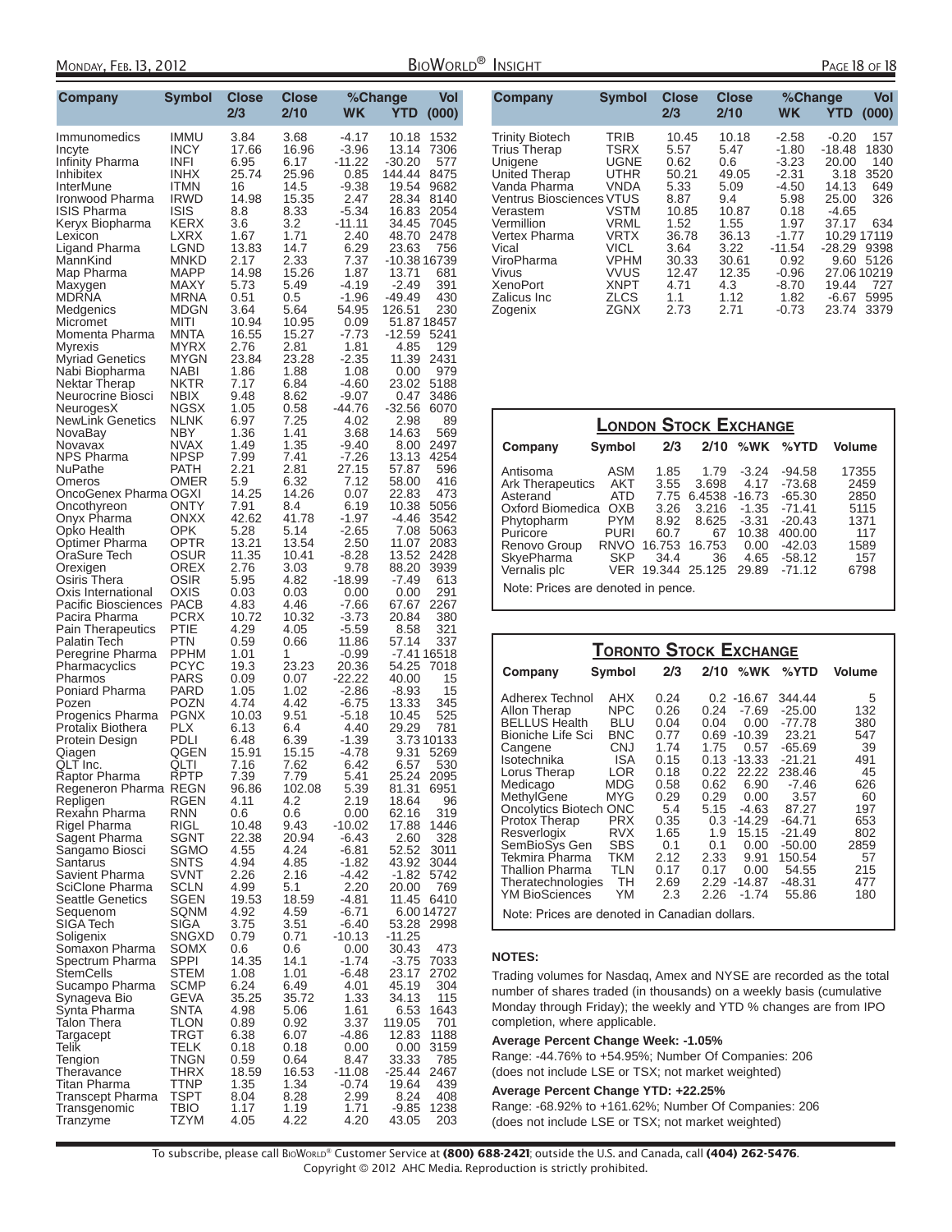| Company | Symbol | Close 2/3 | Close 2/10 | %Change WK | %Change YTD | Vol (000) |
|---|---|---|---|---|---|---|
| Immunomedics | IMMU | 3.84 | 3.68 | -4.17 | 10.18 | 1532 |
| Incyte | INCY | 17.66 | 16.96 | -3.96 | 13.14 | 7306 |
| Infinity Pharma | INFI | 6.95 | 6.17 | -11.22 | -30.20 | 577 |
| Inhibitex | INHX | 25.74 | 25.96 | 0.85 | 144.44 | 8475 |
| InterMune | ITMN | 16 | 14.5 | -9.38 | 19.54 | 9682 |
| Ironwood Pharma | IRWD | 14.98 | 15.35 | 2.47 | 28.34 | 8140 |
| ISIS Pharma | ISIS | 8.8 | 8.33 | -5.34 | 16.83 | 2054 |
| Keryx Biopharma | KERX | 3.6 | 3.2 | -11.11 | 34.45 | 7045 |
| Lexicon | LXRX | 1.67 | 1.71 | 2.40 | 48.70 | 2478 |
| Ligand Pharma | LGND | 13.83 | 14.7 | 6.29 | 23.63 | 756 |
| MannKind | MNKD | 2.17 | 2.33 | 7.37 | -10.38 | 16739 |
| Map Pharma | MAPP | 14.98 | 15.26 | 1.87 | 13.71 | 681 |
| Maxygen | MAXY | 5.73 | 5.49 | -4.19 | -2.49 | 391 |
| MDRNA | MRNA | 0.51 | 0.5 | -1.96 | -49.49 | 430 |
| Medgenics | MDGN | 3.64 | 5.64 | 54.95 | 126.51 | 230 |
| Micromet | MITI | 10.94 | 10.95 | 0.09 | 51.87 | 18457 |
| Momenta Pharma | MNTA | 16.55 | 15.27 | -7.73 | -12.59 | 5241 |
| Myrexis | MYRX | 2.76 | 2.81 | 1.81 | 4.85 | 129 |
| Myriad Genetics | MYGN | 23.84 | 23.28 | -2.35 | 11.39 | 2431 |
| Nabi Biopharma | NABI | 1.86 | 1.88 | 1.08 | 0.00 | 979 |
| Nektar Therap | NKTR | 7.17 | 6.84 | -4.60 | 23.02 | 5188 |
| Neurocrine Biosci | NBIX | 9.48 | 8.62 | -9.07 | 0.47 | 3486 |
| NeurogesX | NGSX | 1.05 | 0.58 | -44.76 | -32.56 | 6070 |
| NewLink Genetics | NLNK | 6.97 | 7.25 | 4.02 | 2.98 | 89 |
| NovaBay | NBY | 1.36 | 1.41 | 3.68 | 14.63 | 569 |
| Novavax | NVAX | 1.49 | 1.35 | -9.40 | 8.00 | 2497 |
| NPS Pharma | NPSP | 7.99 | 7.41 | -7.26 | 13.13 | 4254 |
| NuPathe | PATH | 2.21 | 2.81 | 27.15 | 57.87 | 596 |
| Omeros | OMER | 5.9 | 6.32 | 7.12 | 58.00 | 416 |
| OncoGenex Pharma | OGXI | 14.25 | 14.26 | 0.07 | 22.83 | 473 |
| Oncothyreon | ONTY | 7.91 | 8.4 | 6.19 | 10.38 | 5056 |
| Onyx Pharma | ONXX | 42.62 | 41.78 | -1.97 | -4.46 | 3542 |
| Opko Health | OPK | 5.28 | 5.14 | -2.65 | 7.08 | 5063 |
| Optimer Pharma | OPTR | 13.21 | 13.54 | 2.50 | 11.07 | 2083 |
| OraSure Tech | OSUR | 11.35 | 10.41 | -8.28 | 13.52 | 2428 |
| Orexigen | OREX | 2.76 | 3.03 | 9.78 | 88.20 | 3939 |
| Osiris Thera | OSIR | 5.95 | 4.82 | -18.99 | -7.49 | 613 |
| Oxis International | OXIS | 0.03 | 0.03 | 0.00 | 0.00 | 291 |
| Pacific Biosciences | PACB | 4.83 | 4.46 | -7.66 | 67.67 | 2267 |
| Pacira Pharma | PCRX | 10.72 | 10.32 | -3.73 | 20.84 | 380 |
| Pain Therapeutics | PTIE | 4.29 | 4.05 | -5.59 | 8.58 | 321 |
| Palatin Tech | PTN | 0.59 | 0.66 | 11.86 | 57.14 | 337 |
| Peregrine Pharma | PPHM | 1.01 | 1 | -0.99 | -7.41 | 16518 |
| Pharmacyclics | PCYC | 19.3 | 23.23 | 20.36 | 54.25 | 7018 |
| Pharmos | PARS | 0.09 | 0.07 | -22.22 | 40.00 | 15 |
| Poniard Pharma | PARD | 1.05 | 1.02 | -2.86 | -8.93 | 15 |
| Pozen | POZN | 4.74 | 4.42 | -6.75 | 13.33 | 345 |
| Progenics Pharma | PGNX | 10.03 | 9.51 | -5.18 | 10.45 | 525 |
| Protalix Biothera | PLX | 6.13 | 6.4 | 4.40 | 29.29 | 781 |
| Protein Design | PDLI | 6.48 | 6.39 | -1.39 | 3.73 | 10133 |
| Qiagen | QGEN | 15.91 | 15.15 | -4.78 | 9.31 | 5269 |
| QLT Inc. | QLTI | 7.16 | 7.62 | 6.42 | 6.57 | 530 |
| Raptor Pharma | RPTP | 7.39 | 7.79 | 5.41 | 25.24 | 2095 |
| Regeneron Pharma | REGN | 96.86 | 102.08 | 5.39 | 81.31 | 6951 |
| Repligen | RGEN | 4.11 | 4.2 | 2.19 | 18.64 | 96 |
| Rexahn Pharma | RNN | 0.6 | 0.6 | 0.00 | 62.16 | 319 |
| Rigel Pharma | RIGL | 10.48 | 9.43 | -10.02 | 17.88 | 1446 |
| Sagent Pharma | SGNT | 22.38 | 20.94 | -6.43 | 2.60 | 328 |
| Sangamo Biosci | SGMO | 4.55 | 4.24 | -6.81 | 52.52 | 3011 |
| Santarus | SNTS | 4.94 | 4.85 | -1.82 | 43.92 | 3044 |
| Savient Pharma | SVNT | 2.26 | 2.16 | -4.42 | -1.82 | 5742 |
| SciClone Pharma | SCLN | 4.99 | 5.1 | 2.20 | 20.00 | 769 |
| Seattle Genetics | SGEN | 19.53 | 18.59 | -4.81 | 11.45 | 6410 |
| Sequenom | SQNM | 4.92 | 4.59 | -6.71 | 6.00 | 14727 |
| SIGA Tech | SIGA | 3.75 | 3.51 | -6.40 | 53.28 | 2998 |
| Soligenix | SNGXD | 0.79 | 0.71 | -10.13 | -11.25 | |
| Somaxon Pharma | SOMX | 0.6 | 0.6 | 0.00 | 30.43 | 473 |
| Spectrum Pharma | SPPI | 14.35 | 14.1 | -1.74 | -3.75 | 7033 |
| StemCells | STEM | 1.08 | 1.01 | -6.48 | 23.17 | 2702 |
| Sucampo Pharma | SCMP | 6.24 | 6.49 | 4.01 | 45.19 | 304 |
| Synageva Bio | GEVA | 35.25 | 35.72 | 1.33 | 34.13 | 115 |
| Synta Pharma | SNTA | 4.98 | 5.06 | 1.61 | 6.53 | 1643 |
| Talon Thera | TLON | 0.89 | 0.92 | 3.37 | 119.05 | 701 |
| Targacept | TRGT | 6.38 | 6.07 | -4.86 | 12.83 | 1188 |
| Telik | TELK | 0.18 | 0.18 | 0.00 | 0.00 | 3159 |
| Tengion | TNGN | 0.59 | 0.64 | 8.47 | 33.33 | 785 |
| Theravance | THRX | 18.59 | 16.53 | -11.08 | -25.44 | 2467 |
| Titan Pharma | TTNP | 1.35 | 1.34 | -0.74 | 19.64 | 439 |
| Transcept Pharma | TSPT | 8.04 | 8.28 | 2.99 | 8.24 | 408 |
| Transgenomic | TBIO | 1.17 | 1.19 | 1.71 | -9.85 | 1238 |
| Tranzyme | TZYM | 4.05 | 4.22 | 4.20 | 43.05 | 203 |
| Trinity Biotech | TRIB | 10.45 | 10.18 | -2.58 | -0.20 | 157 |
| Trius Therap | TSRX | 5.57 | 5.47 | -1.80 | -18.48 | 1830 |
| Unigene | UGNE | 0.62 | 0.6 | -3.23 | 20.00 | 140 |
| United Therap | UTHR | 50.21 | 49.05 | -2.31 | 3.18 | 3520 |
| Vanda Pharma | VNDA | 5.33 | 5.09 | -4.50 | 14.13 | 649 |
| Ventrus Biosciences | VTUS | 8.87 | 9.4 | 5.98 | 25.00 | 326 |
| Verastem | VSTM | 10.85 | 10.87 | 0.18 | -4.65 | |
| Vermillion | VRML | 1.52 | 1.55 | 1.97 | 37.17 | 634 |
| Vertex Pharma | VRTX | 36.78 | 36.13 | -1.77 | 10.29 | 17119 |
| Vical | VICL | 3.64 | 3.22 | -11.54 | -28.29 | 9398 |
| ViroPharma | VPHM | 30.33 | 30.61 | 0.92 | 9.60 | 5126 |
| Vivus | VVUS | 12.47 | 12.35 | -0.96 | 27.06 | 10219 |
| XenoPort | XNPT | 4.71 | 4.3 | -8.70 | 19.44 | 727 |
| Zalicus Inc | ZLCS | 1.1 | 1.12 | 1.82 | -6.67 | 5995 |
| Zogenix | ZGNX | 2.73 | 2.71 | -0.73 | 23.74 | 3379 |

## London Stock Exchange

| Company | Symbol | 2/3 | 2/10 | %WK | %YTD | Volume |
|---|---|---|---|---|---|---|
| Antisoma | ASM | 1.85 | 1.79 | -3.24 | -94.58 | 17355 |
| Ark Therapeutics | AKT | 3.55 | 3.698 | 4.17 | -73.68 | 2459 |
| Asterand | ATD | 7.75 | 6.4538 | -16.73 | -65.30 | 2850 |
| Oxford Biomedica | OXB | 3.26 | 3.216 | -1.35 | -71.41 | 5115 |
| Phytopharm | PYM | 8.92 | 8.625 | -3.31 | -20.43 | 1371 |
| Puricore | PURI | 60.7 | 67 | 10.38 | 400.00 | 117 |
| Renovo Group | RNVO | 16.753 | 16.753 | 0.00 | -42.03 | 1589 |
| SkyePharma | SKP | 34.4 | 36 | 4.65 | -58.12 | 157 |
| Vernalis plc | VER | 19.344 | 25.125 | 29.89 | -71.12 | 6798 |

Note: Prices are denoted in pence.

## Toronto Stock Exchange

| Company | Symbol | 2/3 | 2/10 | %WK | %YTD | Volume |
|---|---|---|---|---|---|---|
| Adherex Technol | AHX | 0.24 | 0.2 | -16.67 | 344.44 | 5 |
| Allon Therap | NPC | 0.26 | 0.24 | -7.69 | -25.00 | 132 |
| BELLUS Health | BLU | 0.04 | 0.04 | 0.00 | -77.78 | 380 |
| Bioniche Life Sci | BNC | 0.77 | 0.69 | -10.39 | 23.21 | 547 |
| Cangene | CNJ | 1.74 | 1.75 | 0.57 | -65.69 | 39 |
| Isotechnika | ISA | 0.15 | 0.13 | -13.33 | -21.21 | 491 |
| Lorus Therap | LOR | 0.18 | 0.22 | 22.22 | 238.46 | 45 |
| Medicago | MDG | 0.58 | 0.62 | 6.90 | -7.46 | 626 |
| MethylGene | MYG | 0.29 | 0.29 | 0.00 | 3.57 | 60 |
| Oncolytics Biotech | ONC | 5.4 | 5.15 | -4.63 | 87.27 | 197 |
| Protox Therap | PRX | 0.35 | 0.3 | -14.29 | -64.71 | 653 |
| Resverlogix | RVX | 1.65 | 1.9 | 15.15 | -21.49 | 802 |
| SemBioSys Gen | SBS | 0.1 | 0.1 | 0.00 | -50.00 | 2859 |
| Tekmira Pharma | TKM | 2.12 | 2.33 | 9.91 | 150.54 | 57 |
| Thallion Pharma | TLN | 0.17 | 0.17 | 0.00 | 54.55 | 215 |
| Theratechnologies | TH | 2.69 | 2.29 | -14.87 | -48.31 | 477 |
| YM BioSciences | YM | 2.3 | 2.26 | -1.74 | 55.86 | 180 |

Note: Prices are denoted in Canadian dollars.

**NOTES:**

Trading volumes for Nasdaq, Amex and NYSE are recorded as the total number of shares traded (in thousands) on a weekly basis (cumulative Monday through Friday); the weekly and YTD % changes are from IPO completion, where applicable.

**Average Percent Change Week: -1.05%**

Range: -44.76% to +54.95%; Number Of Companies: 206 (does not include LSE or TSX; not market weighted)

**Average Percent Change YTD: +22.25%**

Range: -68.92% to +161.62%; Number Of Companies: 206 (does not include LSE or TSX; not market weighted)

To subscribe, please call BioWorld® Customer Service at **(800) 688-2421**; outside the U.S. and Canada, call **(404) 262-5476**.
Copyright © 2012 AHC Media. Reproduction is strictly prohibited.